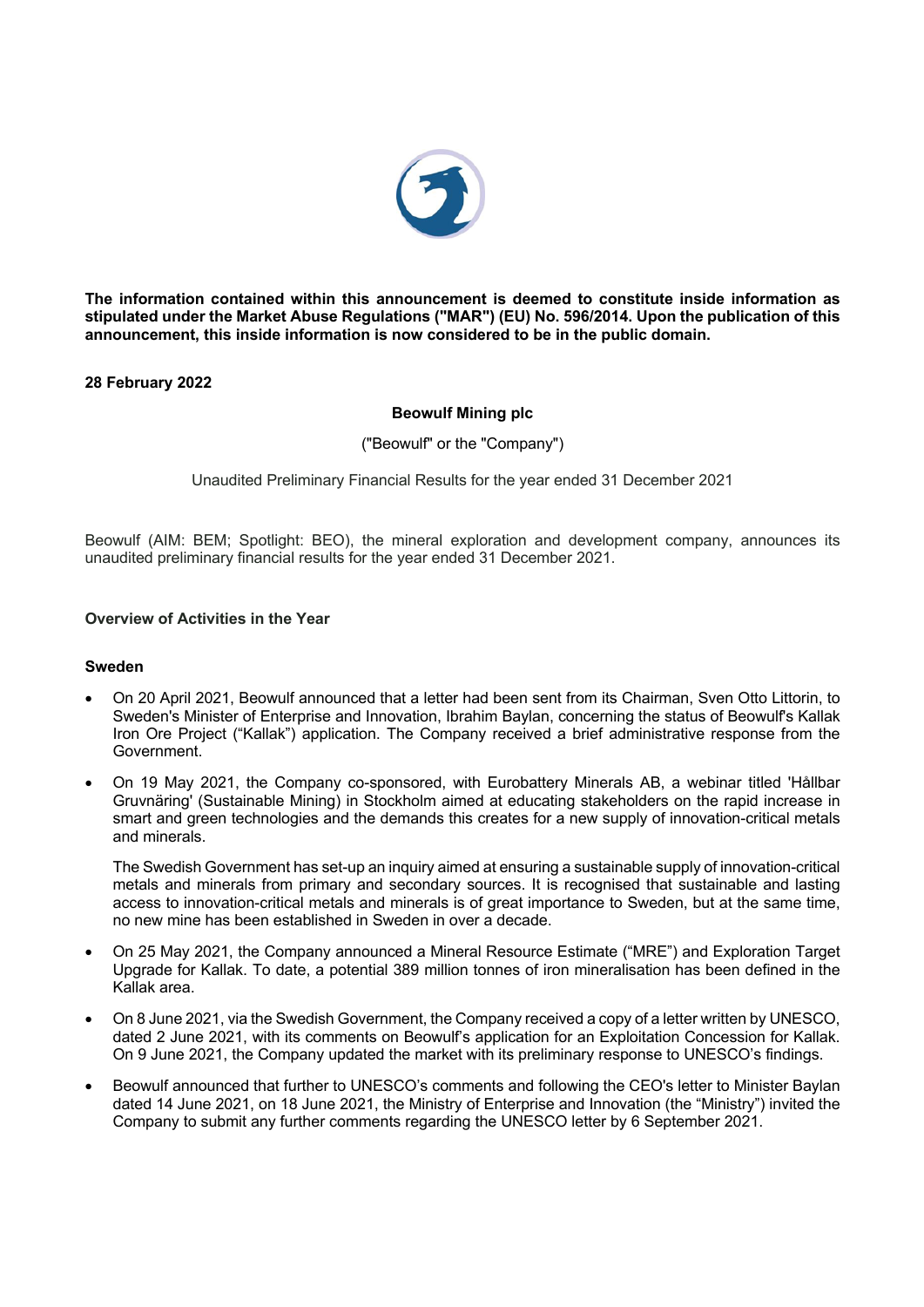**The information contained within this announcement is deemed to constitute inside information as stipulated under the Market Abuse Regulations ("MAR") (EU) No. 596/2014. Upon the publication of this announcement, this inside information is now considered to be in the public domain.**

**28 February 2022**

**Beowulf Mining plc**

("Beowulf" or the "Company")

Unaudited Preliminary Financial Results for the year ended 31 December 2021

Beowulf (AIM: BEM; Spotlight: BEO), the mineral exploration and development company, announces its unaudited preliminary financial results for the year ended 31 December 2021.

## Overview of Activities in the Year

### Sweden

- On 20 April 2021, Beowulf announced that a letter had been sent from its Chairman, Sven Otto Littorin, to Sweden's Minister of Enterprise and Innovation, Ibrahim Baylan, concerning the status of Beowulf's Kallak Iron Ore Project ("Kallak") application. The Company received a brief administrative response from the Government.
- On 19 May 2021, the Company co-sponsored, with Eurobattery Minerals AB, a webinar titled 'Hållbar Gruvnäring' (Sustainable Mining) in Stockholm aimed at educating stakeholders on the rapid increase in smart and green technologies and the demands this creates for a new supply of innovation-critical metals and minerals.

  The Swedish Government has set-up an inquiry aimed at ensuring a sustainable supply of innovation-critical metals and minerals from primary and secondary sources. It is recognised that sustainable and lasting access to innovation-critical metals and minerals is of great importance to Sweden, but at the same time, no new mine has been established in Sweden in over a decade.
- On 25 May 2021, the Company announced a Mineral Resource Estimate ("MRE") and Exploration Target Upgrade for Kallak. To date, a potential 389 million tonnes of iron mineralisation has been defined in the Kallak area.
- On 8 June 2021, via the Swedish Government, the Company received a copy of a letter written by UNESCO, dated 2 June 2021, with its comments on Beowulf's application for an Exploitation Concession for Kallak. On 9 June 2021, the Company updated the market with its preliminary response to UNESCO's findings.
- Beowulf announced that further to UNESCO's comments and following the CEO's letter to Minister Baylan dated 14 June 2021, on 18 June 2021, the Ministry of Enterprise and Innovation (the "Ministry") invited the Company to submit any further comments regarding the UNESCO letter by 6 September 2021.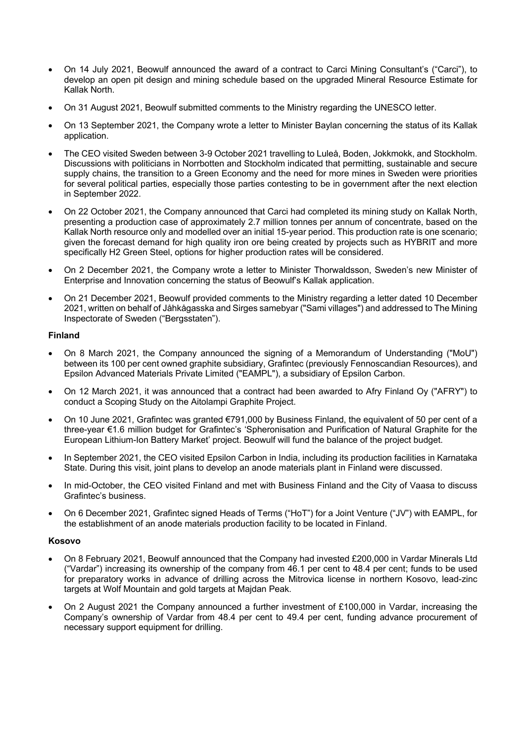- On 14 July 2021, Beowulf announced the award of a contract to Carci Mining Consultant's ("Carci"), to develop an open pit design and mining schedule based on the upgraded Mineral Resource Estimate for Kallak North.
- On 31 August 2021, Beowulf submitted comments to the Ministry regarding the UNESCO letter.
- On 13 September 2021, the Company wrote a letter to Minister Baylan concerning the status of its Kallak application.
- The CEO visited Sweden between 3-9 October 2021 travelling to Luleå, Boden, Jokkmokk, and Stockholm. Discussions with politicians in Norrbotten and Stockholm indicated that permitting, sustainable and secure supply chains, the transition to a Green Economy and the need for more mines in Sweden were priorities for several political parties, especially those parties contesting to be in government after the next election in September 2022.
- On 22 October 2021, the Company announced that Carci had completed its mining study on Kallak North, presenting a production case of approximately 2.7 million tonnes per annum of concentrate, based on the Kallak North resource only and modelled over an initial 15-year period. This production rate is one scenario; given the forecast demand for high quality iron ore being created by projects such as HYBRIT and more specifically H2 Green Steel, options for higher production rates will be considered.
- On 2 December 2021, the Company wrote a letter to Minister Thorwaldsson, Sweden's new Minister of Enterprise and Innovation concerning the status of Beowulf's Kallak application.
- On 21 December 2021, Beowulf provided comments to the Ministry regarding a letter dated 10 December 2021, written on behalf of Jåhkågasska and Sirges samebyar ("Sami villages") and addressed to The Mining Inspectorate of Sweden ("Bergsstaten").

**Finland**

- On 8 March 2021, the Company announced the signing of a Memorandum of Understanding ("MoU") between its 100 per cent owned graphite subsidiary, Grafintec (previously Fennoscandian Resources), and Epsilon Advanced Materials Private Limited ("EAMPL"), a subsidiary of Epsilon Carbon.
- On 12 March 2021, it was announced that a contract had been awarded to Afry Finland Oy ("AFRY") to conduct a Scoping Study on the Aitolampi Graphite Project.
- On 10 June 2021, Grafintec was granted €791,000 by Business Finland, the equivalent of 50 per cent of a three-year €1.6 million budget for Grafintec's 'Spheronisation and Purification of Natural Graphite for the European Lithium-Ion Battery Market' project. Beowulf will fund the balance of the project budget.
- In September 2021, the CEO visited Epsilon Carbon in India, including its production facilities in Karnataka State. During this visit, joint plans to develop an anode materials plant in Finland were discussed.
- In mid-October, the CEO visited Finland and met with Business Finland and the City of Vaasa to discuss Grafintec's business.
- On 6 December 2021, Grafintec signed Heads of Terms ("HoT") for a Joint Venture ("JV") with EAMPL, for the establishment of an anode materials production facility to be located in Finland.

**Kosovo**

- On 8 February 2021, Beowulf announced that the Company had invested £200,000 in Vardar Minerals Ltd ("Vardar") increasing its ownership of the company from 46.1 per cent to 48.4 per cent; funds to be used for preparatory works in advance of drilling across the Mitrovica license in northern Kosovo, lead-zinc targets at Wolf Mountain and gold targets at Majdan Peak.
- On 2 August 2021 the Company announced a further investment of £100,000 in Vardar, increasing the Company's ownership of Vardar from 48.4 per cent to 49.4 per cent, funding advance procurement of necessary support equipment for drilling.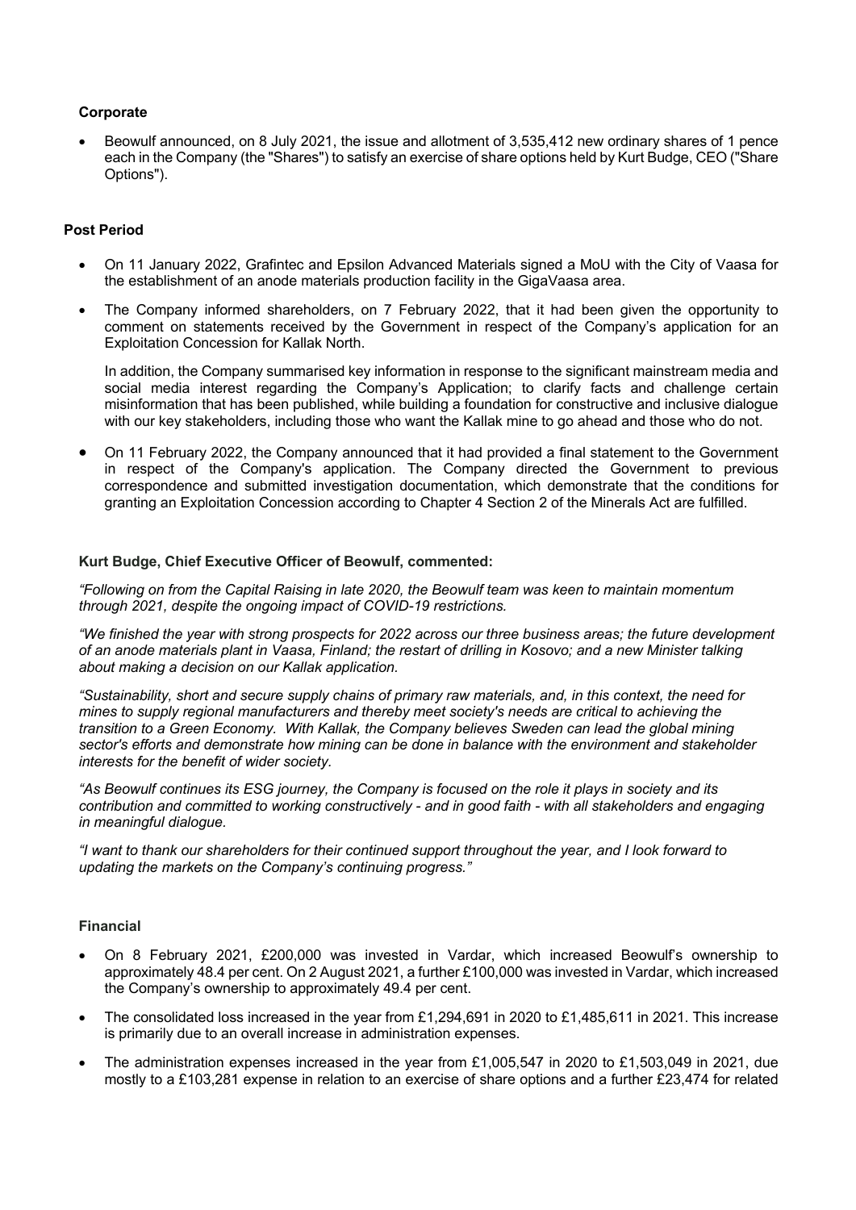### Corporate

- Beowulf announced, on 8 July 2021, the issue and allotment of 3,535,412 new ordinary shares of 1 pence each in the Company (the "Shares") to satisfy an exercise of share options held by Kurt Budge, CEO ("Share Options").

### Post Period

- On 11 January 2022, Grafintec and Epsilon Advanced Materials signed a MoU with the City of Vaasa for the establishment of an anode materials production facility in the GigaVaasa area.
- The Company informed shareholders, on 7 February 2022, that it had been given the opportunity to comment on statements received by the Government in respect of the Company's application for an Exploitation Concession for Kallak North.

  In addition, the Company summarised key information in response to the significant mainstream media and social media interest regarding the Company's Application; to clarify facts and challenge certain misinformation that has been published, while building a foundation for constructive and inclusive dialogue with our key stakeholders, including those who want the Kallak mine to go ahead and those who do not.

- On 11 February 2022, the Company announced that it had provided a final statement to the Government in respect of the Company's application. The Company directed the Government to previous correspondence and submitted investigation documentation, which demonstrate that the conditions for granting an Exploitation Concession according to Chapter 4 Section 2 of the Minerals Act are fulfilled.

### Kurt Budge, Chief Executive Officer of Beowulf, commented:

*"Following on from the Capital Raising in late 2020, the Beowulf team was keen to maintain momentum through 2021, despite the ongoing impact of COVID-19 restrictions.*

*"We finished the year with strong prospects for 2022 across our three business areas; the future development of an anode materials plant in Vaasa, Finland; the restart of drilling in Kosovo; and a new Minister talking about making a decision on our Kallak application.*

*"Sustainability, short and secure supply chains of primary raw materials, and, in this context, the need for mines to supply regional manufacturers and thereby meet society's needs are critical to achieving the transition to a Green Economy. With Kallak, the Company believes Sweden can lead the global mining sector's efforts and demonstrate how mining can be done in balance with the environment and stakeholder interests for the benefit of wider society.*

*"As Beowulf continues its ESG journey, the Company is focused on the role it plays in society and its contribution and committed to working constructively - and in good faith - with all stakeholders and engaging in meaningful dialogue.*

*"I want to thank our shareholders for their continued support throughout the year, and I look forward to updating the markets on the Company's continuing progress."*

### Financial

- On 8 February 2021, £200,000 was invested in Vardar, which increased Beowulf's ownership to approximately 48.4 per cent. On 2 August 2021, a further £100,000 was invested in Vardar, which increased the Company's ownership to approximately 49.4 per cent.
- The consolidated loss increased in the year from £1,294,691 in 2020 to £1,485,611 in 2021. This increase is primarily due to an overall increase in administration expenses.
- The administration expenses increased in the year from £1,005,547 in 2020 to £1,503,049 in 2021, due mostly to a £103,281 expense in relation to an exercise of share options and a further £23,474 for related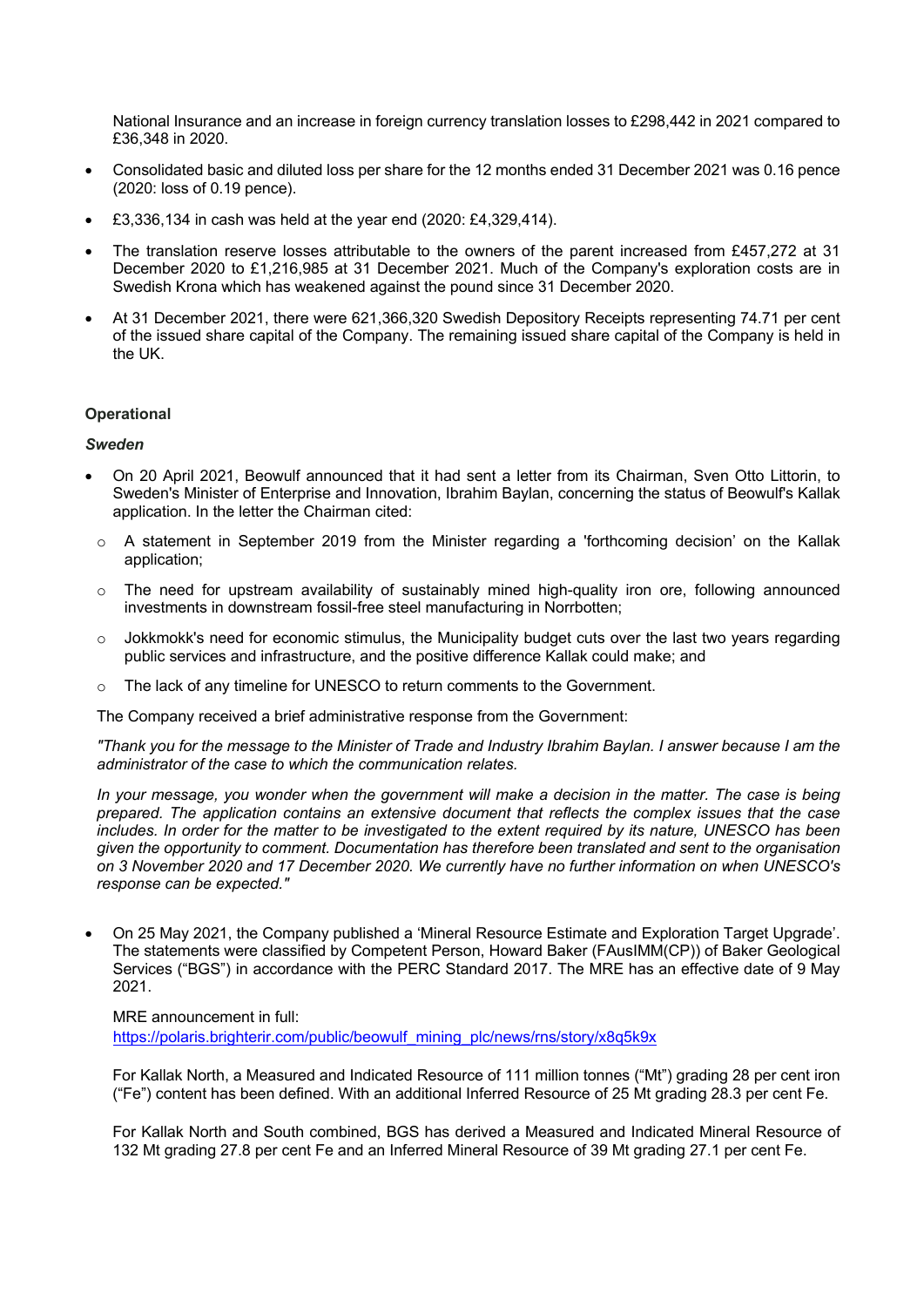National Insurance and an increase in foreign currency translation losses to £298,442 in 2021 compared to £36,348 in 2020.

- Consolidated basic and diluted loss per share for the 12 months ended 31 December 2021 was 0.16 pence (2020: loss of 0.19 pence).
- £3,336,134 in cash was held at the year end (2020: £4,329,414).
- The translation reserve losses attributable to the owners of the parent increased from £457,272 at 31 December 2020 to £1,216,985 at 31 December 2021. Much of the Company's exploration costs are in Swedish Krona which has weakened against the pound since 31 December 2020.
- At 31 December 2021, there were 621,366,320 Swedish Depository Receipts representing 74.71 per cent of the issued share capital of the Company. The remaining issued share capital of the Company is held in the UK.

**Operational**

***Sweden***

- On 20 April 2021, Beowulf announced that it had sent a letter from its Chairman, Sven Otto Littorin, to Sweden's Minister of Enterprise and Innovation, Ibrahim Baylan, concerning the status of Beowulf's Kallak application. In the letter the Chairman cited:
  - A statement in September 2019 from the Minister regarding a 'forthcoming decision' on the Kallak application;
  - The need for upstream availability of sustainably mined high-quality iron ore, following announced investments in downstream fossil-free steel manufacturing in Norrbotten;
  - Jokkmokk's need for economic stimulus, the Municipality budget cuts over the last two years regarding public services and infrastructure, and the positive difference Kallak could make; and
  - The lack of any timeline for UNESCO to return comments to the Government.

  The Company received a brief administrative response from the Government:

  *"Thank you for the message to the Minister of Trade and Industry Ibrahim Baylan. I answer because I am the administrator of the case to which the communication relates.*

  *In your message, you wonder when the government will make a decision in the matter. The case is being prepared. The application contains an extensive document that reflects the complex issues that the case includes. In order for the matter to be investigated to the extent required by its nature, UNESCO has been given the opportunity to comment. Documentation has therefore been translated and sent to the organisation on 3 November 2020 and 17 December 2020. We currently have no further information on when UNESCO's response can be expected."*

- On 25 May 2021, the Company published a 'Mineral Resource Estimate and Exploration Target Upgrade'. The statements were classified by Competent Person, Howard Baker (FAusIMM(CP)) of Baker Geological Services ("BGS") in accordance with the PERC Standard 2017. The MRE has an effective date of 9 May 2021.

  MRE announcement in full:
  https://polaris.brighterir.com/public/beowulf_mining_plc/news/rns/story/x8q5k9x

  For Kallak North, a Measured and Indicated Resource of 111 million tonnes ("Mt") grading 28 per cent iron ("Fe") content has been defined. With an additional Inferred Resource of 25 Mt grading 28.3 per cent Fe.

  For Kallak North and South combined, BGS has derived a Measured and Indicated Mineral Resource of 132 Mt grading 27.8 per cent Fe and an Inferred Mineral Resource of 39 Mt grading 27.1 per cent Fe.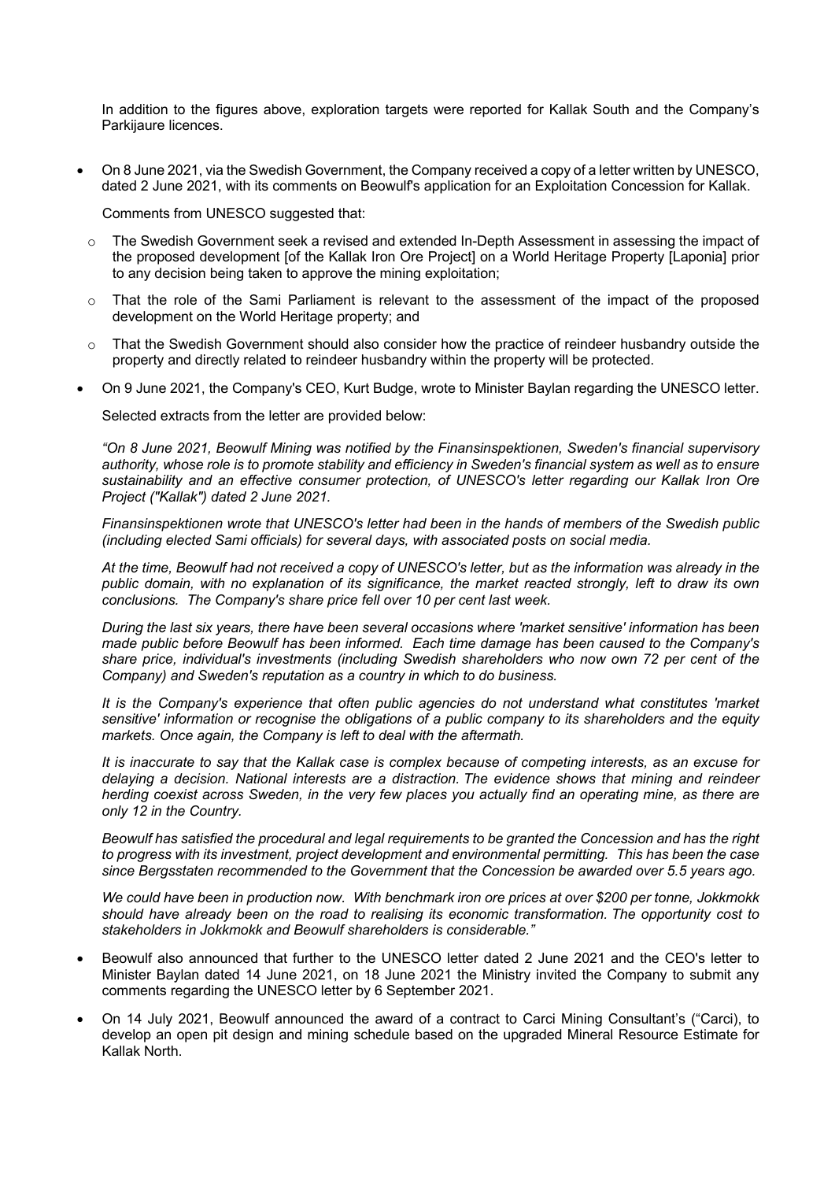In addition to the figures above, exploration targets were reported for Kallak South and the Company's Parkijaure licences.

- On 8 June 2021, via the Swedish Government, the Company received a copy of a letter written by UNESCO, dated 2 June 2021, with its comments on Beowulf's application for an Exploitation Concession for Kallak.

  Comments from UNESCO suggested that:

  - The Swedish Government seek a revised and extended In-Depth Assessment in assessing the impact of the proposed development [of the Kallak Iron Ore Project] on a World Heritage Property [Laponia] prior to any decision being taken to approve the mining exploitation;
  - That the role of the Sami Parliament is relevant to the assessment of the impact of the proposed development on the World Heritage property; and
  - That the Swedish Government should also consider how the practice of reindeer husbandry outside the property and directly related to reindeer husbandry within the property will be protected.

- On 9 June 2021, the Company's CEO, Kurt Budge, wrote to Minister Baylan regarding the UNESCO letter.

  Selected extracts from the letter are provided below:

  *"On 8 June 2021, Beowulf Mining was notified by the Finansinspektionen, Sweden's financial supervisory authority, whose role is to promote stability and efficiency in Sweden's financial system as well as to ensure sustainability and an effective consumer protection, of UNESCO's letter regarding our Kallak Iron Ore Project ("Kallak") dated 2 June 2021.*

  *Finansinspektionen wrote that UNESCO's letter had been in the hands of members of the Swedish public (including elected Sami officials) for several days, with associated posts on social media.*

  *At the time, Beowulf had not received a copy of UNESCO's letter, but as the information was already in the public domain, with no explanation of its significance, the market reacted strongly, left to draw its own conclusions. The Company's share price fell over 10 per cent last week.*

  *During the last six years, there have been several occasions where 'market sensitive' information has been made public before Beowulf has been informed. Each time damage has been caused to the Company's share price, individual's investments (including Swedish shareholders who now own 72 per cent of the Company) and Sweden's reputation as a country in which to do business.*

  *It is the Company's experience that often public agencies do not understand what constitutes 'market sensitive' information or recognise the obligations of a public company to its shareholders and the equity markets. Once again, the Company is left to deal with the aftermath.*

  *It is inaccurate to say that the Kallak case is complex because of competing interests, as an excuse for delaying a decision. National interests are a distraction. The evidence shows that mining and reindeer herding coexist across Sweden, in the very few places you actually find an operating mine, as there are only 12 in the Country.*

  *Beowulf has satisfied the procedural and legal requirements to be granted the Concession and has the right to progress with its investment, project development and environmental permitting. This has been the case since Bergsstaten recommended to the Government that the Concession be awarded over 5.5 years ago.*

  *We could have been in production now. With benchmark iron ore prices at over $200 per tonne, Jokkmokk should have already been on the road to realising its economic transformation. The opportunity cost to stakeholders in Jokkmokk and Beowulf shareholders is considerable."*

- Beowulf also announced that further to the UNESCO letter dated 2 June 2021 and the CEO's letter to Minister Baylan dated 14 June 2021, on 18 June 2021 the Ministry invited the Company to submit any comments regarding the UNESCO letter by 6 September 2021.

- On 14 July 2021, Beowulf announced the award of a contract to Carci Mining Consultant's ("Carci), to develop an open pit design and mining schedule based on the upgraded Mineral Resource Estimate for Kallak North.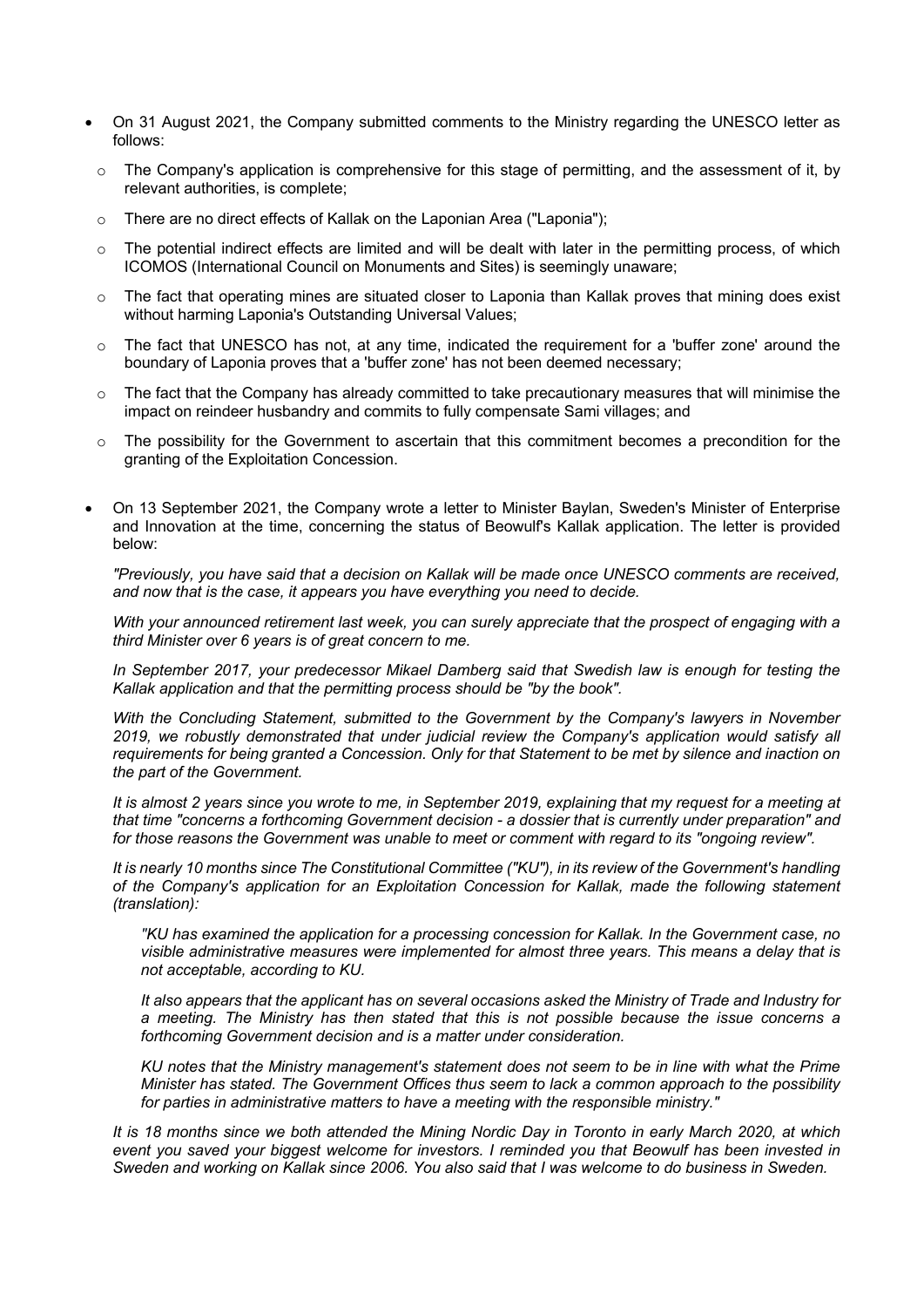- On 31 August 2021, the Company submitted comments to the Ministry regarding the UNESCO letter as follows:
  - The Company's application is comprehensive for this stage of permitting, and the assessment of it, by relevant authorities, is complete;
  - There are no direct effects of Kallak on the Laponian Area ("Laponia");
  - The potential indirect effects are limited and will be dealt with later in the permitting process, of which ICOMOS (International Council on Monuments and Sites) is seemingly unaware;
  - The fact that operating mines are situated closer to Laponia than Kallak proves that mining does exist without harming Laponia's Outstanding Universal Values;
  - The fact that UNESCO has not, at any time, indicated the requirement for a 'buffer zone' around the boundary of Laponia proves that a 'buffer zone' has not been deemed necessary;
  - The fact that the Company has already committed to take precautionary measures that will minimise the impact on reindeer husbandry and commits to fully compensate Sami villages; and
  - The possibility for the Government to ascertain that this commitment becomes a precondition for the granting of the Exploitation Concession.

- On 13 September 2021, the Company wrote a letter to Minister Baylan, Sweden's Minister of Enterprise and Innovation at the time, concerning the status of Beowulf's Kallak application. The letter is provided below:

  *"Previously, you have said that a decision on Kallak will be made once UNESCO comments are received, and now that is the case, it appears you have everything you need to decide.*

  *With your announced retirement last week, you can surely appreciate that the prospect of engaging with a third Minister over 6 years is of great concern to me.*

  *In September 2017, your predecessor Mikael Damberg said that Swedish law is enough for testing the Kallak application and that the permitting process should be "by the book".*

  *With the Concluding Statement, submitted to the Government by the Company's lawyers in November 2019, we robustly demonstrated that under judicial review the Company's application would satisfy all requirements for being granted a Concession. Only for that Statement to be met by silence and inaction on the part of the Government.*

  *It is almost 2 years since you wrote to me, in September 2019, explaining that my request for a meeting at that time "concerns a forthcoming Government decision - a dossier that is currently under preparation" and for those reasons the Government was unable to meet or comment with regard to its "ongoing review".*

  *It is nearly 10 months since The Constitutional Committee ("KU"), in its review of the Government's handling of the Company's application for an Exploitation Concession for Kallak, made the following statement (translation):*

  > *"KU has examined the application for a processing concession for Kallak. In the Government case, no visible administrative measures were implemented for almost three years. This means a delay that is not acceptable, according to KU.*
  >
  > *It also appears that the applicant has on several occasions asked the Ministry of Trade and Industry for a meeting. The Ministry has then stated that this is not possible because the issue concerns a forthcoming Government decision and is a matter under consideration.*
  >
  > *KU notes that the Ministry management's statement does not seem to be in line with what the Prime Minister has stated. The Government Offices thus seem to lack a common approach to the possibility for parties in administrative matters to have a meeting with the responsible ministry."*

  *It is 18 months since we both attended the Mining Nordic Day in Toronto in early March 2020, at which event you saved your biggest welcome for investors. I reminded you that Beowulf has been invested in Sweden and working on Kallak since 2006. You also said that I was welcome to do business in Sweden.*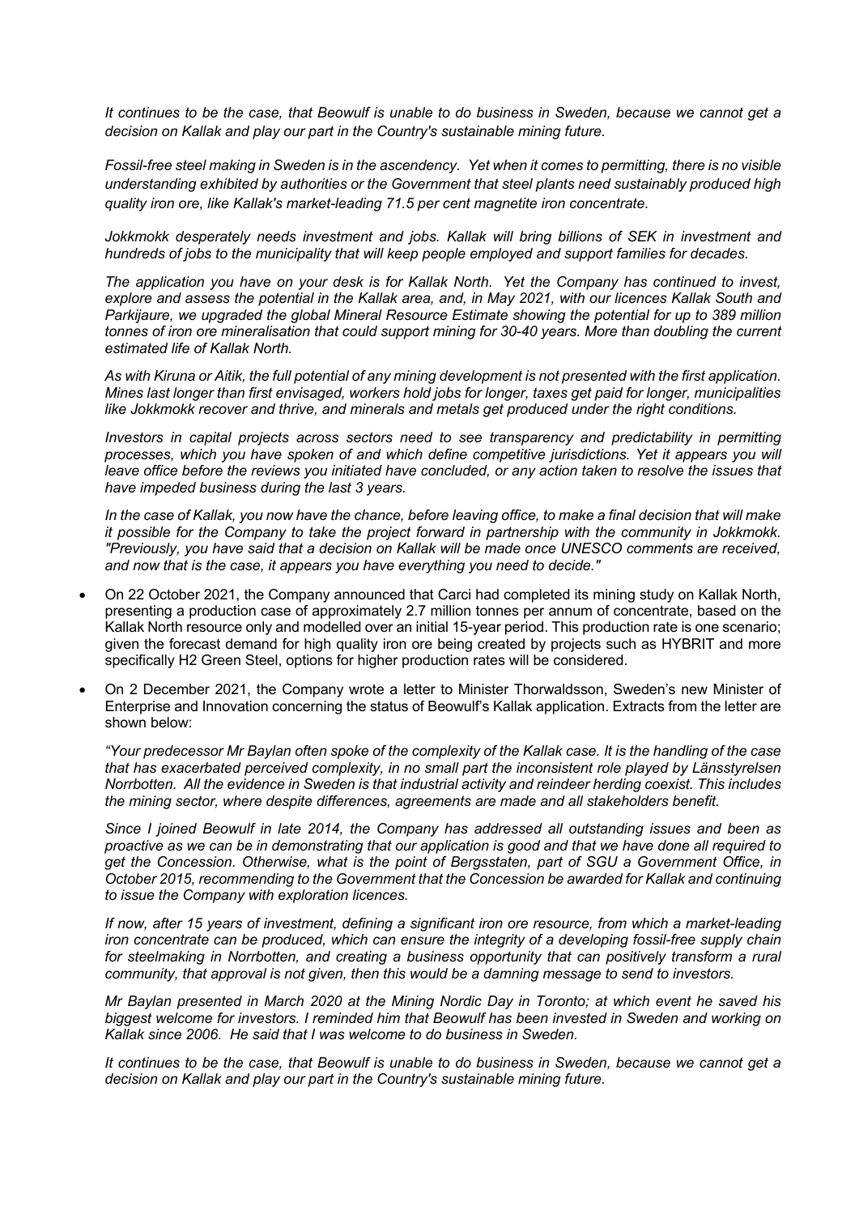*It continues to be the case, that Beowulf is unable to do business in Sweden, because we cannot get a decision on Kallak and play our part in the Country's sustainable mining future.*

*Fossil-free steel making in Sweden is in the ascendency. Yet when it comes to permitting, there is no visible understanding exhibited by authorities or the Government that steel plants need sustainably produced high quality iron ore, like Kallak's market-leading 71.5 per cent magnetite iron concentrate.*

*Jokkmokk desperately needs investment and jobs. Kallak will bring billions of SEK in investment and hundreds of jobs to the municipality that will keep people employed and support families for decades.*

*The application you have on your desk is for Kallak North. Yet the Company has continued to invest, explore and assess the potential in the Kallak area, and, in May 2021, with our licences Kallak South and Parkijaure, we upgraded the global Mineral Resource Estimate showing the potential for up to 389 million tonnes of iron ore mineralisation that could support mining for 30-40 years. More than doubling the current estimated life of Kallak North.*

*As with Kiruna or Aitik, the full potential of any mining development is not presented with the first application. Mines last longer than first envisaged, workers hold jobs for longer, taxes get paid for longer, municipalities like Jokkmokk recover and thrive, and minerals and metals get produced under the right conditions.*

*Investors in capital projects across sectors need to see transparency and predictability in permitting processes, which you have spoken of and which define competitive jurisdictions. Yet it appears you will leave office before the reviews you initiated have concluded, or any action taken to resolve the issues that have impeded business during the last 3 years.*

*In the case of Kallak, you now have the chance, before leaving office, to make a final decision that will make it possible for the Company to take the project forward in partnership with the community in Jokkmokk. "Previously, you have said that a decision on Kallak will be made once UNESCO comments are received, and now that is the case, it appears you have everything you need to decide."*

- On 22 October 2021, the Company announced that Carci had completed its mining study on Kallak North, presenting a production case of approximately 2.7 million tonnes per annum of concentrate, based on the Kallak North resource only and modelled over an initial 15-year period. This production rate is one scenario; given the forecast demand for high quality iron ore being created by projects such as HYBRIT and more specifically H2 Green Steel, options for higher production rates will be considered.
- On 2 December 2021, the Company wrote a letter to Minister Thorwaldsson, Sweden's new Minister of Enterprise and Innovation concerning the status of Beowulf's Kallak application. Extracts from the letter are shown below:

*"Your predecessor Mr Baylan often spoke of the complexity of the Kallak case. It is the handling of the case that has exacerbated perceived complexity, in no small part the inconsistent role played by Länsstyrelsen Norrbotten. All the evidence in Sweden is that industrial activity and reindeer herding coexist. This includes the mining sector, where despite differences, agreements are made and all stakeholders benefit.*

*Since I joined Beowulf in late 2014, the Company has addressed all outstanding issues and been as proactive as we can be in demonstrating that our application is good and that we have done all required to get the Concession. Otherwise, what is the point of Bergsstaten, part of SGU a Government Office, in October 2015, recommending to the Government that the Concession be awarded for Kallak and continuing to issue the Company with exploration licences.*

*If now, after 15 years of investment, defining a significant iron ore resource, from which a market-leading iron concentrate can be produced, which can ensure the integrity of a developing fossil-free supply chain for steelmaking in Norrbotten, and creating a business opportunity that can positively transform a rural community, that approval is not given, then this would be a damning message to send to investors.*

*Mr Baylan presented in March 2020 at the Mining Nordic Day in Toronto; at which event he saved his biggest welcome for investors. I reminded him that Beowulf has been invested in Sweden and working on Kallak since 2006. He said that I was welcome to do business in Sweden.*

*It continues to be the case, that Beowulf is unable to do business in Sweden, because we cannot get a decision on Kallak and play our part in the Country's sustainable mining future.*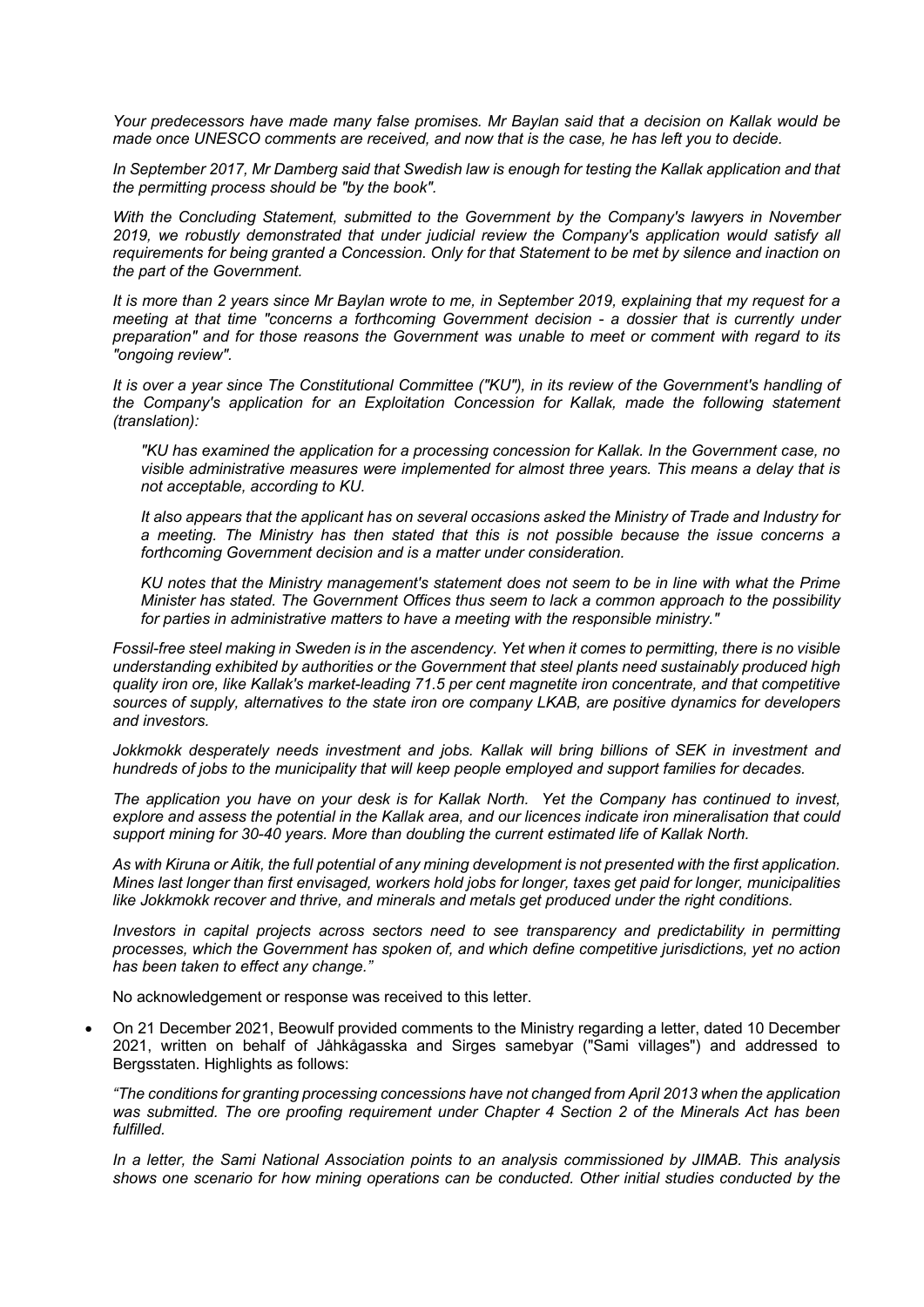*Your predecessors have made many false promises. Mr Baylan said that a decision on Kallak would be made once UNESCO comments are received, and now that is the case, he has left you to decide.*

*In September 2017, Mr Damberg said that Swedish law is enough for testing the Kallak application and that the permitting process should be "by the book".*

*With the Concluding Statement, submitted to the Government by the Company's lawyers in November 2019, we robustly demonstrated that under judicial review the Company's application would satisfy all requirements for being granted a Concession. Only for that Statement to be met by silence and inaction on the part of the Government.*

*It is more than 2 years since Mr Baylan wrote to me, in September 2019, explaining that my request for a meeting at that time "concerns a forthcoming Government decision - a dossier that is currently under preparation" and for those reasons the Government was unable to meet or comment with regard to its "ongoing review".*

*It is over a year since The Constitutional Committee ("KU"), in its review of the Government's handling of the Company's application for an Exploitation Concession for Kallak, made the following statement (translation):*

> *"KU has examined the application for a processing concession for Kallak. In the Government case, no visible administrative measures were implemented for almost three years. This means a delay that is not acceptable, according to KU.*
>
> *It also appears that the applicant has on several occasions asked the Ministry of Trade and Industry for a meeting. The Ministry has then stated that this is not possible because the issue concerns a forthcoming Government decision and is a matter under consideration.*
>
> *KU notes that the Ministry management's statement does not seem to be in line with what the Prime Minister has stated. The Government Offices thus seem to lack a common approach to the possibility for parties in administrative matters to have a meeting with the responsible ministry."*

*Fossil-free steel making in Sweden is in the ascendency. Yet when it comes to permitting, there is no visible understanding exhibited by authorities or the Government that steel plants need sustainably produced high quality iron ore, like Kallak's market-leading 71.5 per cent magnetite iron concentrate, and that competitive sources of supply, alternatives to the state iron ore company LKAB, are positive dynamics for developers and investors.*

*Jokkmokk desperately needs investment and jobs. Kallak will bring billions of SEK in investment and hundreds of jobs to the municipality that will keep people employed and support families for decades.*

*The application you have on your desk is for Kallak North. Yet the Company has continued to invest, explore and assess the potential in the Kallak area, and our licences indicate iron mineralisation that could support mining for 30-40 years. More than doubling the current estimated life of Kallak North.*

*As with Kiruna or Aitik, the full potential of any mining development is not presented with the first application. Mines last longer than first envisaged, workers hold jobs for longer, taxes get paid for longer, municipalities like Jokkmokk recover and thrive, and minerals and metals get produced under the right conditions.*

*Investors in capital projects across sectors need to see transparency and predictability in permitting processes, which the Government has spoken of, and which define competitive jurisdictions, yet no action has been taken to effect any change."*

No acknowledgement or response was received to this letter.

- On 21 December 2021, Beowulf provided comments to the Ministry regarding a letter, dated 10 December 2021, written on behalf of Jåhkågasska and Sirges samebyar ("Sami villages") and addressed to Bergsstaten. Highlights as follows:

  *"The conditions for granting processing concessions have not changed from April 2013 when the application was submitted. The ore proofing requirement under Chapter 4 Section 2 of the Minerals Act has been fulfilled.*

  *In a letter, the Sami National Association points to an analysis commissioned by JIMAB. This analysis shows one scenario for how mining operations can be conducted. Other initial studies conducted by the*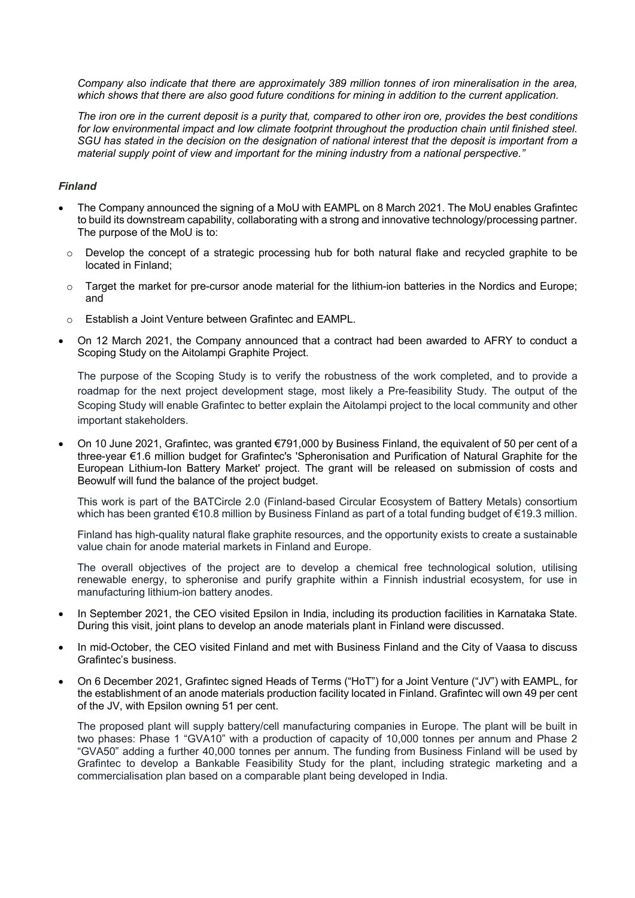*Company also indicate that there are approximately 389 million tonnes of iron mineralisation in the area, which shows that there are also good future conditions for mining in addition to the current application.*

*The iron ore in the current deposit is a purity that, compared to other iron ore, provides the best conditions for low environmental impact and low climate footprint throughout the production chain until finished steel. SGU has stated in the decision on the designation of national interest that the deposit is important from a material supply point of view and important for the mining industry from a national perspective."*

***Finland***

- The Company announced the signing of a MoU with EAMPL on 8 March 2021. The MoU enables Grafintec to build its downstream capability, collaborating with a strong and innovative technology/processing partner. The purpose of the MoU is to:
  - Develop the concept of a strategic processing hub for both natural flake and recycled graphite to be located in Finland;
  - Target the market for pre-cursor anode material for the lithium-ion batteries in the Nordics and Europe; and
  - Establish a Joint Venture between Grafintec and EAMPL.
- On 12 March 2021, the Company announced that a contract had been awarded to AFRY to conduct a Scoping Study on the Aitolampi Graphite Project.

  The purpose of the Scoping Study is to verify the robustness of the work completed, and to provide a roadmap for the next project development stage, most likely a Pre-feasibility Study. The output of the Scoping Study will enable Grafintec to better explain the Aitolampi project to the local community and other important stakeholders.

- On 10 June 2021, Grafintec, was granted €791,000 by Business Finland, the equivalent of 50 per cent of a three-year €1.6 million budget for Grafintec's 'Spheronisation and Purification of Natural Graphite for the European Lithium-Ion Battery Market' project. The grant will be released on submission of costs and Beowulf will fund the balance of the project budget.

  This work is part of the BATCircle 2.0 (Finland-based Circular Ecosystem of Battery Metals) consortium which has been granted €10.8 million by Business Finland as part of a total funding budget of €19.3 million.

  Finland has high-quality natural flake graphite resources, and the opportunity exists to create a sustainable value chain for anode material markets in Finland and Europe.

  The overall objectives of the project are to develop a chemical free technological solution, utilising renewable energy, to spheronise and purify graphite within a Finnish industrial ecosystem, for use in manufacturing lithium-ion battery anodes.

- In September 2021, the CEO visited Epsilon in India, including its production facilities in Karnataka State. During this visit, joint plans to develop an anode materials plant in Finland were discussed.
- In mid-October, the CEO visited Finland and met with Business Finland and the City of Vaasa to discuss Grafintec's business.
- On 6 December 2021, Grafintec signed Heads of Terms ("HoT") for a Joint Venture ("JV") with EAMPL, for the establishment of an anode materials production facility located in Finland. Grafintec will own 49 per cent of the JV, with Epsilon owning 51 per cent.

  The proposed plant will supply battery/cell manufacturing companies in Europe. The plant will be built in two phases: Phase 1 "GVA10" with a production of capacity of 10,000 tonnes per annum and Phase 2 "GVA50" adding a further 40,000 tonnes per annum. The funding from Business Finland will be used by Grafintec to develop a Bankable Feasibility Study for the plant, including strategic marketing and a commercialisation plan based on a comparable plant being developed in India.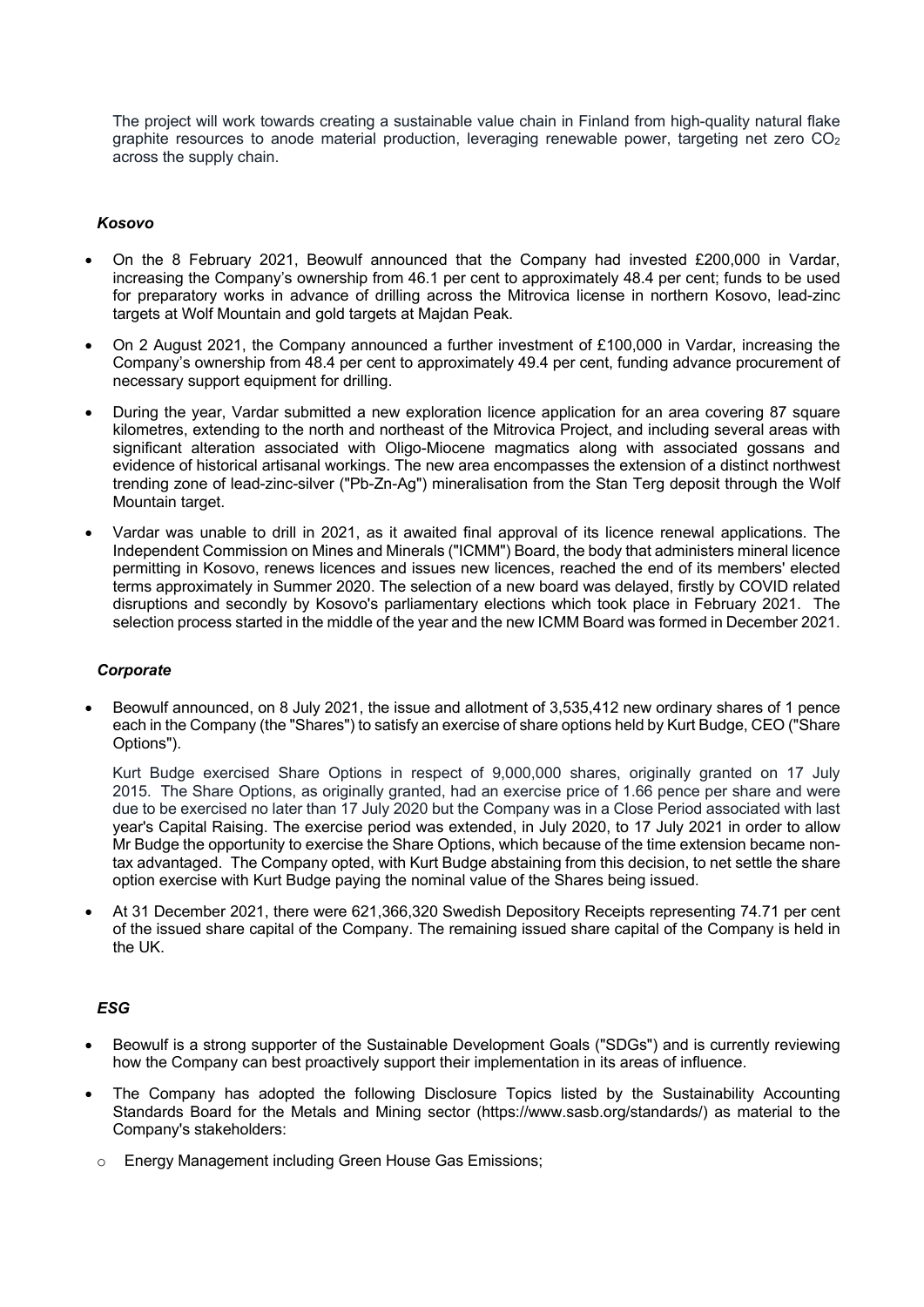The project will work towards creating a sustainable value chain in Finland from high-quality natural flake graphite resources to anode material production, leveraging renewable power, targeting net zero $CO_2$ across the supply chain.

### *Kosovo*

- On the 8 February 2021, Beowulf announced that the Company had invested £200,000 in Vardar, increasing the Company's ownership from 46.1 per cent to approximately 48.4 per cent; funds to be used for preparatory works in advance of drilling across the Mitrovica license in northern Kosovo, lead-zinc targets at Wolf Mountain and gold targets at Majdan Peak.
- On 2 August 2021, the Company announced a further investment of £100,000 in Vardar, increasing the Company's ownership from 48.4 per cent to approximately 49.4 per cent, funding advance procurement of necessary support equipment for drilling.
- During the year, Vardar submitted a new exploration licence application for an area covering 87 square kilometres, extending to the north and northeast of the Mitrovica Project, and including several areas with significant alteration associated with Oligo-Miocene magmatics along with associated gossans and evidence of historical artisanal workings. The new area encompasses the extension of a distinct northwest trending zone of lead-zinc-silver ("Pb-Zn-Ag") mineralisation from the Stan Terg deposit through the Wolf Mountain target.
- Vardar was unable to drill in 2021, as it awaited final approval of its licence renewal applications. The Independent Commission on Mines and Minerals ("ICMM") Board, the body that administers mineral licence permitting in Kosovo, renews licences and issues new licences, reached the end of its members' elected terms approximately in Summer 2020. The selection of a new board was delayed, firstly by COVID related disruptions and secondly by Kosovo's parliamentary elections which took place in February 2021. The selection process started in the middle of the year and the new ICMM Board was formed in December 2021.

### *Corporate*

- Beowulf announced, on 8 July 2021, the issue and allotment of 3,535,412 new ordinary shares of 1 pence each in the Company (the "Shares") to satisfy an exercise of share options held by Kurt Budge, CEO ("Share Options").

  Kurt Budge exercised Share Options in respect of 9,000,000 shares, originally granted on 17 July 2015. The Share Options, as originally granted, had an exercise price of 1.66 pence per share and were due to be exercised no later than 17 July 2020 but the Company was in a Close Period associated with last year's Capital Raising. The exercise period was extended, in July 2020, to 17 July 2021 in order to allow Mr Budge the opportunity to exercise the Share Options, which because of the time extension became non-tax advantaged. The Company opted, with Kurt Budge abstaining from this decision, to net settle the share option exercise with Kurt Budge paying the nominal value of the Shares being issued.

- At 31 December 2021, there were 621,366,320 Swedish Depository Receipts representing 74.71 per cent of the issued share capital of the Company. The remaining issued share capital of the Company is held in the UK.

### *ESG*

- Beowulf is a strong supporter of the Sustainable Development Goals ("SDGs") and is currently reviewing how the Company can best proactively support their implementation in its areas of influence.
- The Company has adopted the following Disclosure Topics listed by the Sustainability Accounting Standards Board for the Metals and Mining sector (https://www.sasb.org/standards/) as material to the Company's stakeholders:
  - Energy Management including Green House Gas Emissions;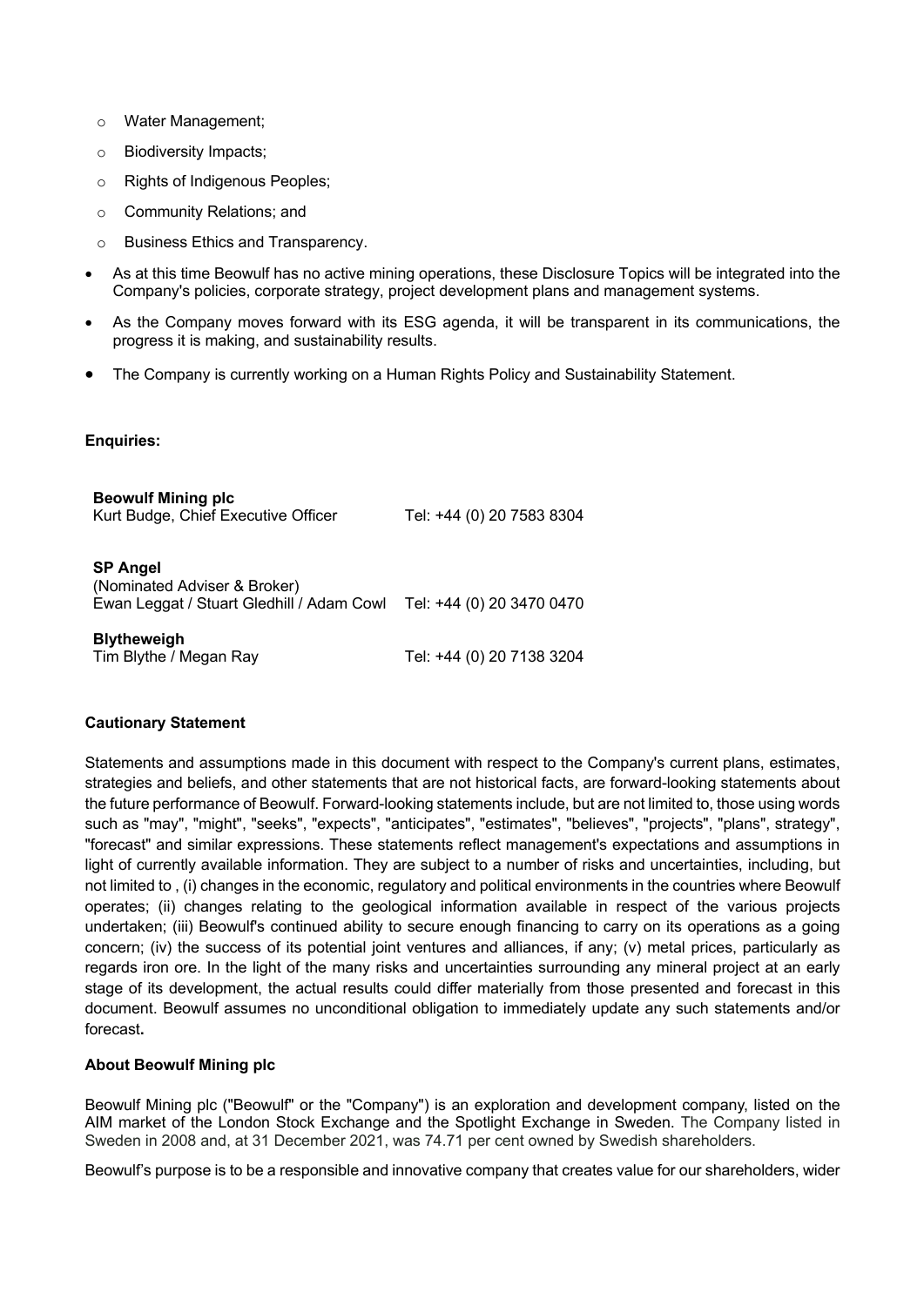- Water Management;
  - Biodiversity Impacts;
  - Rights of Indigenous Peoples;
  - Community Relations; and
  - Business Ethics and Transparency.

- As at this time Beowulf has no active mining operations, these Disclosure Topics will be integrated into the Company's policies, corporate strategy, project development plans and management systems.
- As the Company moves forward with its ESG agenda, it will be transparent in its communications, the progress it is making, and sustainability results.
- The Company is currently working on a Human Rights Policy and Sustainability Statement.

**Enquiries:**

| | |
|---|---|
| **Beowulf Mining plc** | |
| Kurt Budge, Chief Executive Officer | Tel: +44 (0) 20 7583 8304 |
| **SP Angel** | |
| (Nominated Adviser & Broker) | |
| Ewan Leggat / Stuart Gledhill / Adam Cowl | Tel: +44 (0) 20 3470 0470 |
| **Blytheweigh** | |
| Tim Blythe / Megan Ray | Tel: +44 (0) 20 7138 3204 |

**Cautionary Statement**

Statements and assumptions made in this document with respect to the Company's current plans, estimates, strategies and beliefs, and other statements that are not historical facts, are forward-looking statements about the future performance of Beowulf. Forward-looking statements include, but are not limited to, those using words such as "may", "might", "seeks", "expects", "anticipates", "estimates", "believes", "projects", "plans", strategy", "forecast" and similar expressions. These statements reflect management's expectations and assumptions in light of currently available information. They are subject to a number of risks and uncertainties, including, but not limited to , (i) changes in the economic, regulatory and political environments in the countries where Beowulf operates; (ii) changes relating to the geological information available in respect of the various projects undertaken; (iii) Beowulf's continued ability to secure enough financing to carry on its operations as a going concern; (iv) the success of its potential joint ventures and alliances, if any; (v) metal prices, particularly as regards iron ore. In the light of the many risks and uncertainties surrounding any mineral project at an early stage of its development, the actual results could differ materially from those presented and forecast in this document. Beowulf assumes no unconditional obligation to immediately update any such statements and/or forecast**.**

**About Beowulf Mining plc**

Beowulf Mining plc ("Beowulf" or the "Company") is an exploration and development company, listed on the AIM market of the London Stock Exchange and the Spotlight Exchange in Sweden. The Company listed in Sweden in 2008 and, at 31 December 2021, was 74.71 per cent owned by Swedish shareholders.

Beowulf's purpose is to be a responsible and innovative company that creates value for our shareholders, wider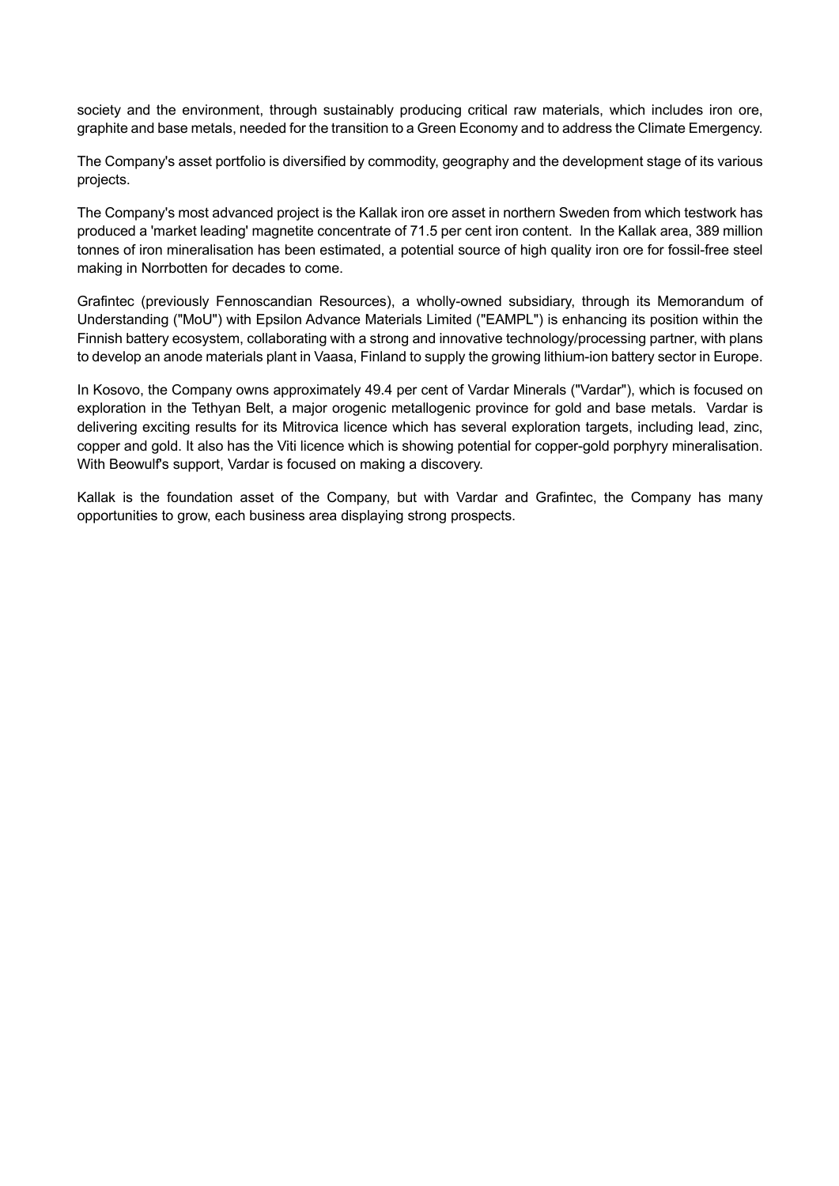society and the environment, through sustainably producing critical raw materials, which includes iron ore, graphite and base metals, needed for the transition to a Green Economy and to address the Climate Emergency.

The Company's asset portfolio is diversified by commodity, geography and the development stage of its various projects.

The Company's most advanced project is the Kallak iron ore asset in northern Sweden from which testwork has produced a 'market leading' magnetite concentrate of 71.5 per cent iron content. In the Kallak area, 389 million tonnes of iron mineralisation has been estimated, a potential source of high quality iron ore for fossil-free steel making in Norrbotten for decades to come.

Grafintec (previously Fennoscandian Resources), a wholly-owned subsidiary, through its Memorandum of Understanding ("MoU") with Epsilon Advance Materials Limited ("EAMPL") is enhancing its position within the Finnish battery ecosystem, collaborating with a strong and innovative technology/processing partner, with plans to develop an anode materials plant in Vaasa, Finland to supply the growing lithium-ion battery sector in Europe.

In Kosovo, the Company owns approximately 49.4 per cent of Vardar Minerals ("Vardar"), which is focused on exploration in the Tethyan Belt, a major orogenic metallogenic province for gold and base metals. Vardar is delivering exciting results for its Mitrovica licence which has several exploration targets, including lead, zinc, copper and gold. It also has the Viti licence which is showing potential for copper-gold porphyry mineralisation. With Beowulf's support, Vardar is focused on making a discovery.

Kallak is the foundation asset of the Company, but with Vardar and Grafintec, the Company has many opportunities to grow, each business area displaying strong prospects.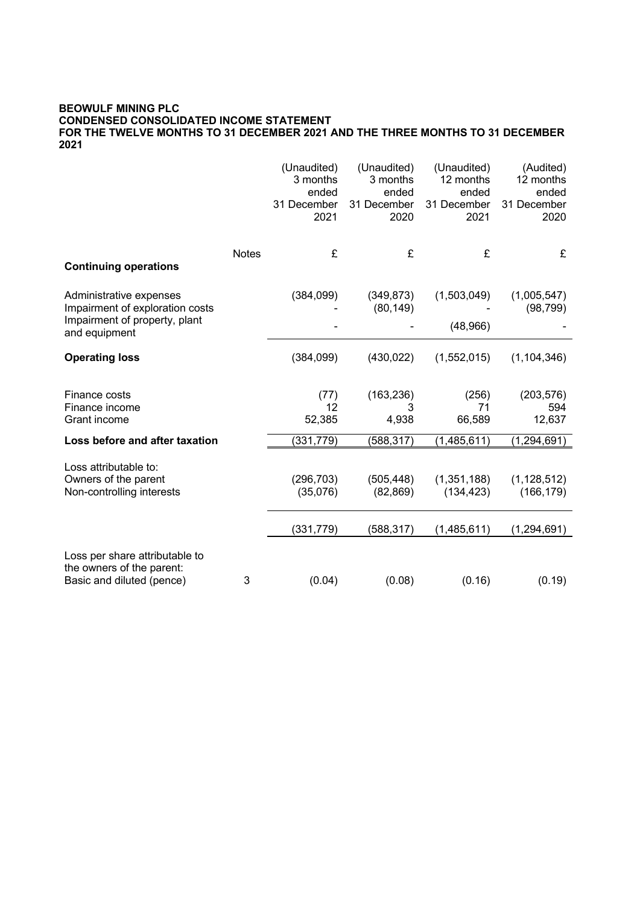**BEOWULF MINING PLC**
**CONDENSED CONSOLIDATED INCOME STATEMENT**
**FOR THE TWELVE MONTHS TO 31 DECEMBER 2021 AND THE THREE MONTHS TO 31 DECEMBER 2021**

| | Notes | (Unaudited) 3 months ended 31 December 2021 | (Unaudited) 3 months ended 31 December 2020 | (Unaudited) 12 months ended 31 December 2021 | (Audited) 12 months ended 31 December 2020 |
|---|---|---|---|---|---|
| | | £ | £ | £ | £ |
| **Continuing operations** | | | | | |
| Administrative expenses | | (384,099) | (349,873) | (1,503,049) | (1,005,547) |
| Impairment of exploration costs | | - | (80,149) | - | (98,799) |
| Impairment of property, plant and equipment | | - | - | (48,966) | - |
| **Operating loss** | | (384,099) | (430,022) | (1,552,015) | (1,104,346) |
| Finance costs | | (77) | (163,236) | (256) | (203,576) |
| Finance income | | 12 | 3 | 71 | 594 |
| Grant income | | 52,385 | 4,938 | 66,589 | 12,637 |
| **Loss before and after taxation** | | (331,779) | (588,317) | (1,485,611) | (1,294,691) |
| Loss attributable to: | | | | | |
| Owners of the parent | | (296,703) | (505,448) | (1,351,188) | (1,128,512) |
| Non-controlling interests | | (35,076) | (82,869) | (134,423) | (166,179) |
| | | (331,779) | (588,317) | (1,485,611) | (1,294,691) |
| Loss per share attributable to the owners of the parent: | | | | | |
| Basic and diluted (pence) | 3 | (0.04) | (0.08) | (0.16) | (0.19) |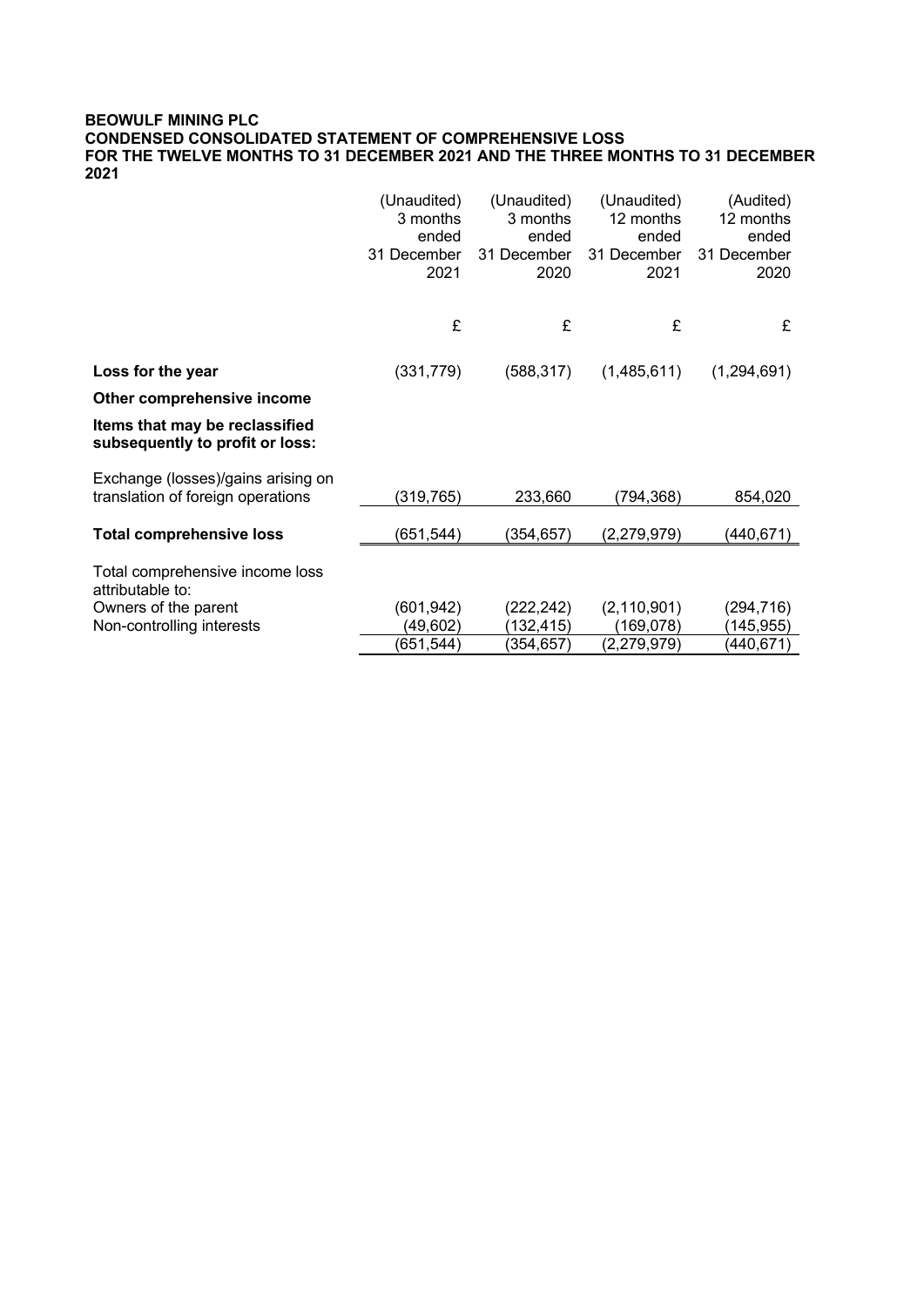**BEOWULF MINING PLC**
**CONDENSED CONSOLIDATED STATEMENT OF COMPREHENSIVE LOSS**
**FOR THE TWELVE MONTHS TO 31 DECEMBER 2021 AND THE THREE MONTHS TO 31 DECEMBER 2021**

| | (Unaudited) 3 months ended 31 December 2021 | (Unaudited) 3 months ended 31 December 2020 | (Unaudited) 12 months ended 31 December 2021 | (Audited) 12 months ended 31 December 2020 |
|---|---|---|---|---|
| | £ | £ | £ | £ |
| **Loss for the year** | (331,779) | (588,317) | (1,485,611) | (1,294,691) |
| **Other comprehensive income** | | | | |
| **Items that may be reclassified subsequently to profit or loss:** | | | | |
| Exchange (losses)/gains arising on translation of foreign operations | (319,765) | 233,660 | (794,368) | 854,020 |
| **Total comprehensive loss** | (651,544) | (354,657) | (2,279,979) | (440,671) |
| Total comprehensive income loss attributable to: | | | | |
| Owners of the parent | (601,942) | (222,242) | (2,110,901) | (294,716) |
| Non-controlling interests | (49,602) | (132,415) | (169,078) | (145,955) |
| | (651,544) | (354,657) | (2,279,979) | (440,671) |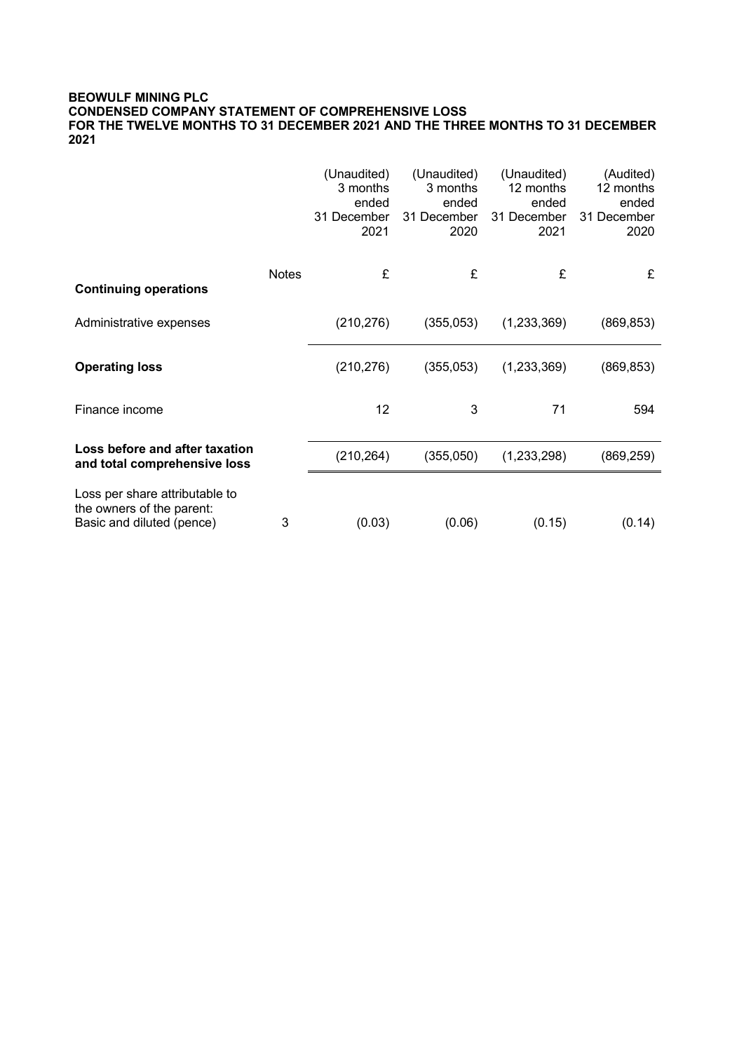**BEOWULF MINING PLC**
**CONDENSED COMPANY STATEMENT OF COMPREHENSIVE LOSS**
**FOR THE TWELVE MONTHS TO 31 DECEMBER 2021 AND THE THREE MONTHS TO 31 DECEMBER 2021**

| | Notes | (Unaudited) 3 months ended 31 December 2021 | (Unaudited) 3 months ended 31 December 2020 | (Unaudited) 12 months ended 31 December 2021 | (Audited) 12 months ended 31 December 2020 |
|---|---|---|---|---|---|
| | | £ | £ | £ | £ |
| **Continuing operations** | | | | | |
| Administrative expenses | | (210,276) | (355,053) | (1,233,369) | (869,853) |
| **Operating loss** | | (210,276) | (355,053) | (1,233,369) | (869,853) |
| Finance income | | 12 | 3 | 71 | 594 |
| **Loss before and after taxation and total comprehensive loss** | | (210,264) | (355,050) | (1,233,298) | (869,259) |
| Loss per share attributable to the owners of the parent: Basic and diluted (pence) | 3 | (0.03) | (0.06) | (0.15) | (0.14) |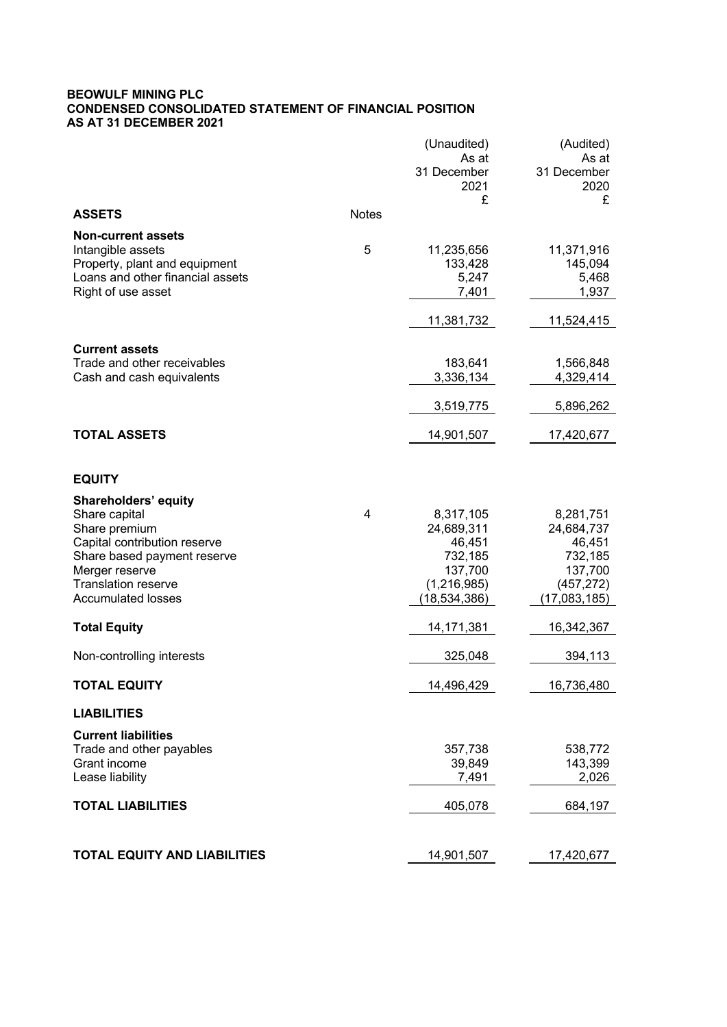**BEOWULF MINING PLC**
**CONDENSED CONSOLIDATED STATEMENT OF FINANCIAL POSITION**
**AS AT 31 DECEMBER 2021**

| | Notes | (Unaudited) As at 31 December 2021 £ | (Audited) As at 31 December 2020 £ |
|---|---|---|---|
| **ASSETS** | | | |
| **Non-current assets** | | | |
| Intangible assets | 5 | 11,235,656 | 11,371,916 |
| Property, plant and equipment | | 133,428 | 145,094 |
| Loans and other financial assets | | 5,247 | 5,468 |
| Right of use asset | | 7,401 | 1,937 |
| | | 11,381,732 | 11,524,415 |
| **Current assets** | | | |
| Trade and other receivables | | 183,641 | 1,566,848 |
| Cash and cash equivalents | | 3,336,134 | 4,329,414 |
| | | 3,519,775 | 5,896,262 |
| **TOTAL ASSETS** | | 14,901,507 | 17,420,677 |
| **EQUITY** | | | |
| **Shareholders' equity** | | | |
| Share capital | 4 | 8,317,105 | 8,281,751 |
| Share premium | | 24,689,311 | 24,684,737 |
| Capital contribution reserve | | 46,451 | 46,451 |
| Share based payment reserve | | 732,185 | 732,185 |
| Merger reserve | | 137,700 | 137,700 |
| Translation reserve | | (1,216,985) | (457,272) |
| Accumulated losses | | (18,534,386) | (17,083,185) |
| **Total Equity** | | 14,171,381 | 16,342,367 |
| Non-controlling interests | | 325,048 | 394,113 |
| **TOTAL EQUITY** | | 14,496,429 | 16,736,480 |
| **LIABILITIES** | | | |
| **Current liabilities** | | | |
| Trade and other payables | | 357,738 | 538,772 |
| Grant income | | 39,849 | 143,399 |
| Lease liability | | 7,491 | 2,026 |
| **TOTAL LIABILITIES** | | 405,078 | 684,197 |
| **TOTAL EQUITY AND LIABILITIES** | | 14,901,507 | 17,420,677 |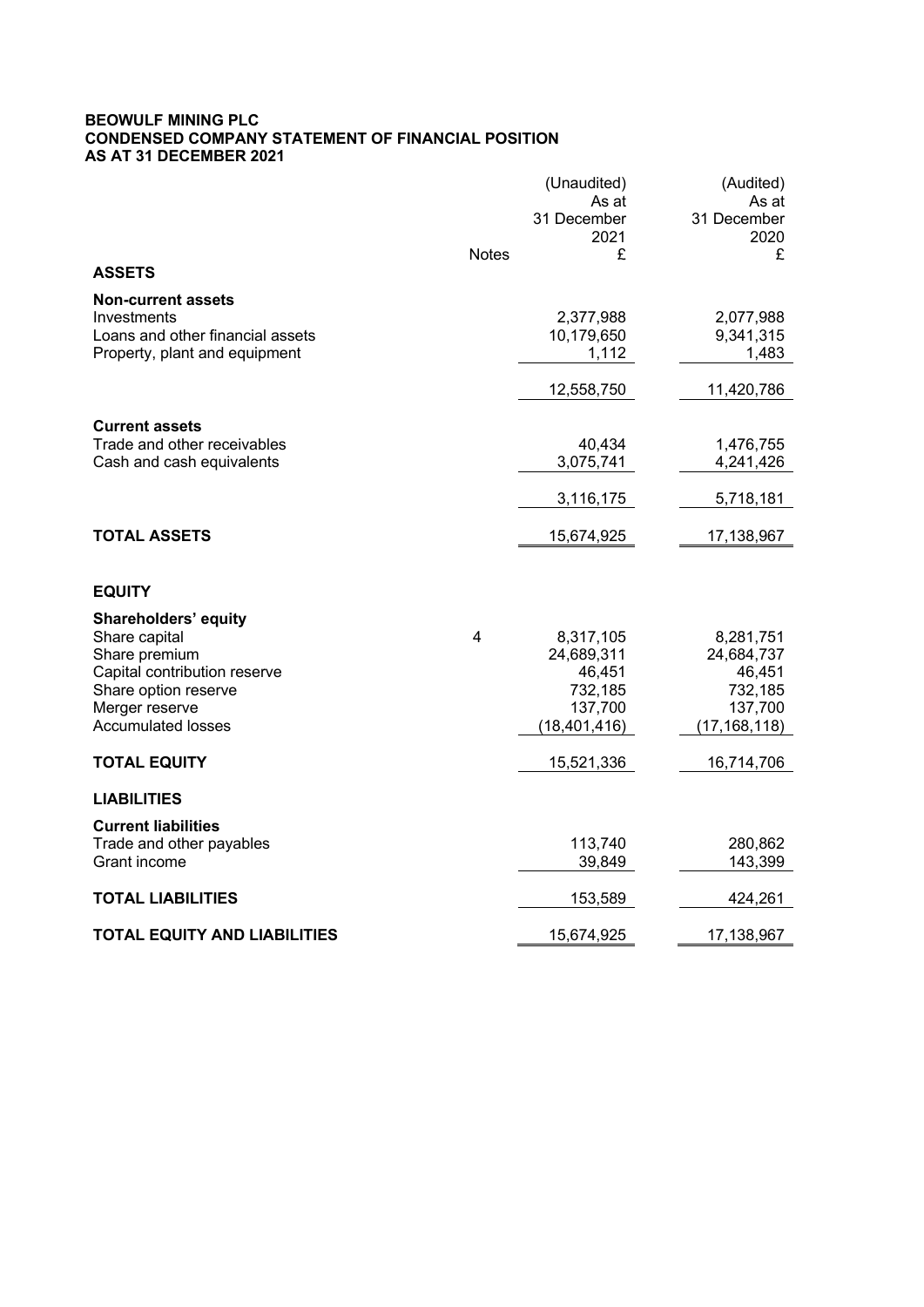**BEOWULF MINING PLC**
**CONDENSED COMPANY STATEMENT OF FINANCIAL POSITION**
**AS AT 31 DECEMBER 2021**

| | Notes | (Unaudited) As at 31 December 2021 £ | (Audited) As at 31 December 2020 £ |
|---|---|---|---|
| **ASSETS** | | | |
| **Non-current assets** | | | |
| Investments | | 2,377,988 | 2,077,988 |
| Loans and other financial assets | | 10,179,650 | 9,341,315 |
| Property, plant and equipment | | 1,112 | 1,483 |
| | | 12,558,750 | 11,420,786 |
| **Current assets** | | | |
| Trade and other receivables | | 40,434 | 1,476,755 |
| Cash and cash equivalents | | 3,075,741 | 4,241,426 |
| | | 3,116,175 | 5,718,181 |
| **TOTAL ASSETS** | | 15,674,925 | 17,138,967 |
| **EQUITY** | | | |
| **Shareholders' equity** | | | |
| Share capital | 4 | 8,317,105 | 8,281,751 |
| Share premium | | 24,689,311 | 24,684,737 |
| Capital contribution reserve | | 46,451 | 46,451 |
| Share option reserve | | 732,185 | 732,185 |
| Merger reserve | | 137,700 | 137,700 |
| Accumulated losses | | (18,401,416) | (17,168,118) |
| **TOTAL EQUITY** | | 15,521,336 | 16,714,706 |
| **LIABILITIES** | | | |
| **Current liabilities** | | | |
| Trade and other payables | | 113,740 | 280,862 |
| Grant income | | 39,849 | 143,399 |
| **TOTAL LIABILITIES** | | 153,589 | 424,261 |
| **TOTAL EQUITY AND LIABILITIES** | | 15,674,925 | 17,138,967 |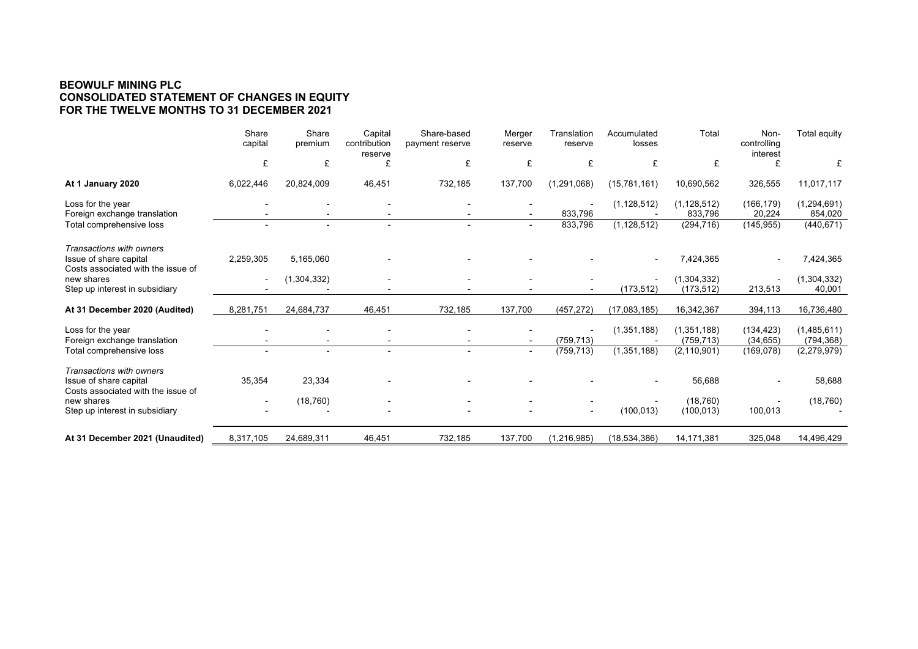## BEOWULF MINING PLC
## CONSOLIDATED STATEMENT OF CHANGES IN EQUITY
## FOR THE TWELVE MONTHS TO 31 DECEMBER 2021

| | Share capital | Share premium | Capital contribution reserve | Share-based payment reserve | Merger reserve | Translation reserve | Accumulated losses | Total | Non-controlling interest | Total equity |
|---|---|---|---|---|---|---|---|---|---|---|
| | £ | £ | £ | £ | £ | £ | £ | £ | £ | £ |
| **At 1 January 2020** | 6,022,446 | 20,824,009 | 46,451 | 732,185 | 137,700 | (1,291,068) | (15,781,161) | 10,690,562 | 326,555 | 11,017,117 |
| Loss for the year | - | - | - | - | - | - | (1,128,512) | (1,128,512) | (166,179) | (1,294,691) |
| Foreign exchange translation | - | - | - | - | - | 833,796 | - | 833,796 | 20,224 | 854,020 |
| Total comprehensive loss | - | - | - | - | - | 833,796 | (1,128,512) | (294,716) | (145,955) | (440,671) |
| *Transactions with owners* | | | | | | | | | | |
| Issue of share capital | 2,259,305 | 5,165,060 | - | - | - | - | - | 7,424,365 | - | 7,424,365 |
| Costs associated with the issue of new shares | - | (1,304,332) | - | - | - | - | - | (1,304,332) | - | (1,304,332) |
| Step up interest in subsidiary | - | - | - | - | - | - | (173,512) | (173,512) | 213,513 | 40,001 |
| **At 31 December 2020 (Audited)** | 8,281,751 | 24,684,737 | 46,451 | 732,185 | 137,700 | (457,272) | (17,083,185) | 16,342,367 | 394,113 | 16,736,480 |
| Loss for the year | - | - | - | - | - | - | (1,351,188) | (1,351,188) | (134,423) | (1,485,611) |
| Foreign exchange translation | - | - | - | - | - | (759,713) | - | (759,713) | (34,655) | (794,368) |
| Total comprehensive loss | - | - | - | - | - | (759,713) | (1,351,188) | (2,110,901) | (169,078) | (2,279,979) |
| *Transactions with owners* | | | | | | | | | | |
| Issue of share capital | 35,354 | 23,334 | - | - | - | - | - | 56,688 | - | 58,688 |
| Costs associated with the issue of new shares | - | (18,760) | - | - | - | - | - | (18,760) | - | (18,760) |
| Step up interest in subsidiary | - | - | - | - | - | - | (100,013) | (100,013) | 100,013 | - |
| **At 31 December 2021 (Unaudited)** | 8,317,105 | 24,689,311 | 46,451 | 732,185 | 137,700 | (1,216,985) | (18,534,386) | 14,171,381 | 325,048 | 14,496,429 |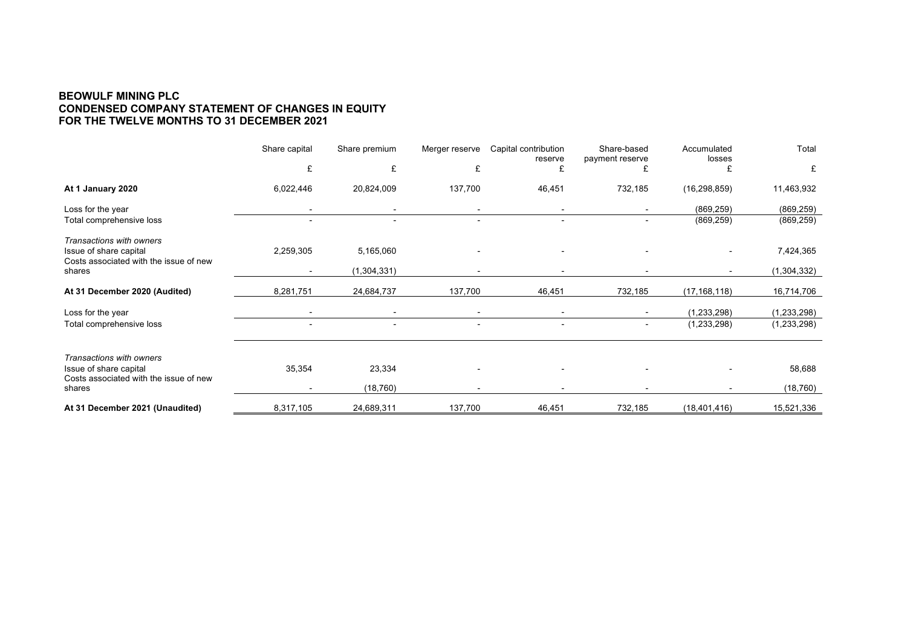**BEOWULF MINING PLC**
**CONDENSED COMPANY STATEMENT OF CHANGES IN EQUITY**
**FOR THE TWELVE MONTHS TO 31 DECEMBER 2021**

| | Share capital | Share premium | Merger reserve | Capital contribution reserve | Share-based payment reserve | Accumulated losses | Total |
|---|---|---|---|---|---|---|---|
| | £ | £ | £ | £ | £ | £ | £ |
| **At 1 January 2020** | 6,022,446 | 20,824,009 | 137,700 | 46,451 | 732,185 | (16,298,859) | 11,463,932 |
| Loss for the year | - | - | - | - | - | (869,259) | (869,259) |
| Total comprehensive loss | - | - | - | - | - | (869,259) | (869,259) |
| *Transactions with owners* | | | | | | | |
| Issue of share capital | 2,259,305 | 5,165,060 | - | - | - | - | 7,424,365 |
| Costs associated with the issue of new shares | - | (1,304,331) | - | - | - | - | (1,304,332) |
| **At 31 December 2020 (Audited)** | 8,281,751 | 24,684,737 | 137,700 | 46,451 | 732,185 | (17,168,118) | 16,714,706 |
| Loss for the year | - | - | - | - | - | (1,233,298) | (1,233,298) |
| Total comprehensive loss | - | - | - | - | - | (1,233,298) | (1,233,298) |
| *Transactions with owners* | | | | | | | |
| Issue of share capital | 35,354 | 23,334 | - | - | - | - | 58,688 |
| Costs associated with the issue of new shares | - | (18,760) | - | - | - | - | (18,760) |
| **At 31 December 2021 (Unaudited)** | 8,317,105 | 24,689,311 | 137,700 | 46,451 | 732,185 | (18,401,416) | 15,521,336 |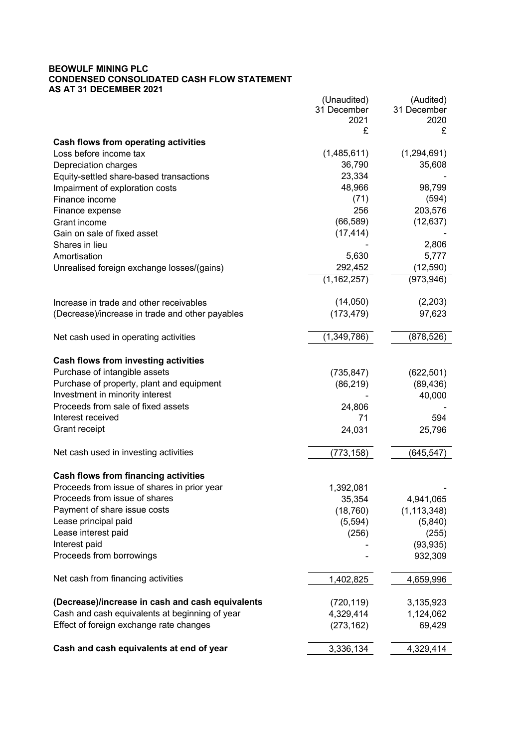**BEOWULF MINING PLC**
**CONDENSED CONSOLIDATED CASH FLOW STATEMENT**
**AS AT 31 DECEMBER 2021**

| | (Unaudited) 31 December 2021 £ | (Audited) 31 December 2020 £ |
|---|---|---|
| **Cash flows from operating activities** | | |
| Loss before income tax | (1,485,611) | (1,294,691) |
| Depreciation charges | 36,790 | 35,608 |
| Equity-settled share-based transactions | 23,334 | - |
| Impairment of exploration costs | 48,966 | 98,799 |
| Finance income | (71) | (594) |
| Finance expense | 256 | 203,576 |
| Grant income | (66,589) | (12,637) |
| Gain on sale of fixed asset | (17,414) | - |
| Shares in lieu | - | 2,806 |
| Amortisation | 5,630 | 5,777 |
| Unrealised foreign exchange losses/(gains) | 292,452 | (12,590) |
| | (1,162,257) | (973,946) |
| Increase in trade and other receivables | (14,050) | (2,203) |
| (Decrease)/increase in trade and other payables | (173,479) | 97,623 |
| Net cash used in operating activities | (1,349,786) | (878,526) |
| **Cash flows from investing activities** | | |
| Purchase of intangible assets | (735,847) | (622,501) |
| Purchase of property, plant and equipment | (86,219) | (89,436) |
| Investment in minority interest | - | 40,000 |
| Proceeds from sale of fixed assets | 24,806 | - |
| Interest received | 71 | 594 |
| Grant receipt | 24,031 | 25,796 |
| Net cash used in investing activities | (773,158) | (645,547) |
| **Cash flows from financing activities** | | |
| Proceeds from issue of shares in prior year | 1,392,081 | - |
| Proceeds from issue of shares | 35,354 | 4,941,065 |
| Payment of share issue costs | (18,760) | (1,113,348) |
| Lease principal paid | (5,594) | (5,840) |
| Lease interest paid | (256) | (255) |
| Interest paid | - | (93,935) |
| Proceeds from borrowings | - | 932,309 |
| Net cash from financing activities | 1,402,825 | 4,659,996 |
| **(Decrease)/increase in cash and cash equivalents** | (720,119) | 3,135,923 |
| Cash and cash equivalents at beginning of year | 4,329,414 | 1,124,062 |
| Effect of foreign exchange rate changes | (273,162) | 69,429 |
| **Cash and cash equivalents at end of year** | 3,336,134 | 4,329,414 |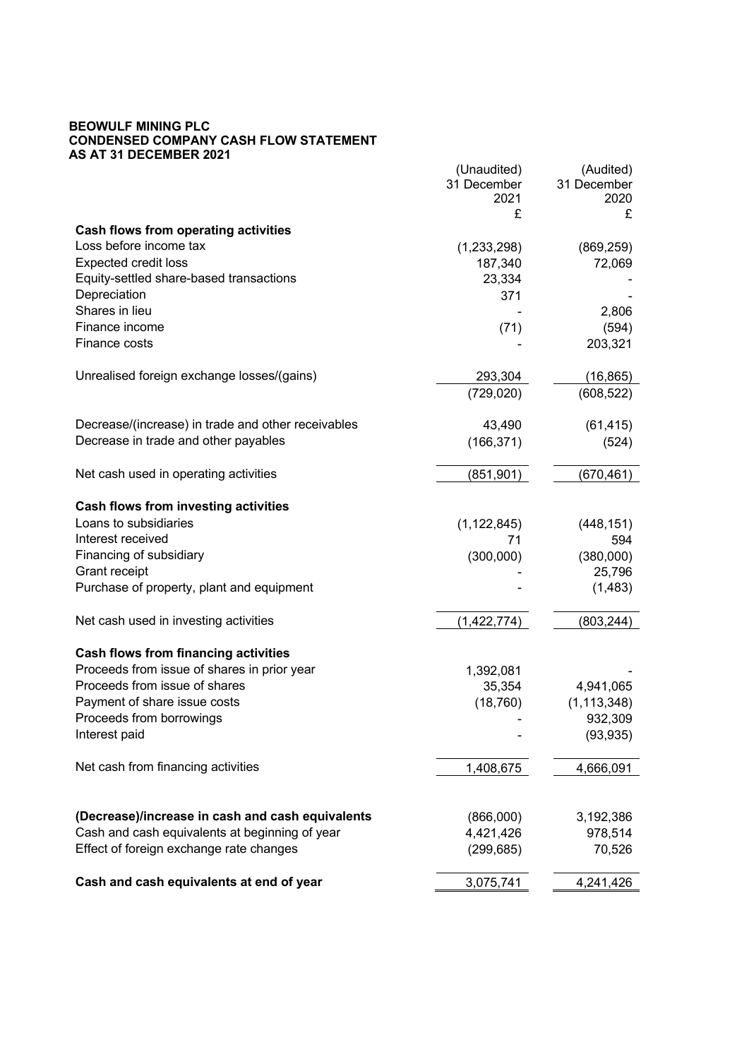**BEOWULF MINING PLC**
**CONDENSED COMPANY CASH FLOW STATEMENT**
**AS AT 31 DECEMBER 2021**

| | (Unaudited) 31 December 2021 £ | (Audited) 31 December 2020 £ |
|---|---|---|
| **Cash flows from operating activities** | | |
| Loss before income tax | (1,233,298) | (869,259) |
| Expected credit loss | 187,340 | 72,069 |
| Equity-settled share-based transactions | 23,334 | - |
| Depreciation | 371 | - |
| Shares in lieu | - | 2,806 |
| Finance income | (71) | (594) |
| Finance costs | - | 203,321 |
| Unrealised foreign exchange losses/(gains) | 293,304 | (16,865) |
| | (729,020) | (608,522) |
| Decrease/(increase) in trade and other receivables | 43,490 | (61,415) |
| Decrease in trade and other payables | (166,371) | (524) |
| Net cash used in operating activities | (851,901) | (670,461) |
| **Cash flows from investing activities** | | |
| Loans to subsidiaries | (1,122,845) | (448,151) |
| Interest received | 71 | 594 |
| Financing of subsidiary | (300,000) | (380,000) |
| Grant receipt | - | 25,796 |
| Purchase of property, plant and equipment | - | (1,483) |
| Net cash used in investing activities | (1,422,774) | (803,244) |
| **Cash flows from financing activities** | | |
| Proceeds from issue of shares in prior year | 1,392,081 | - |
| Proceeds from issue of shares | 35,354 | 4,941,065 |
| Payment of share issue costs | (18,760) | (1,113,348) |
| Proceeds from borrowings | - | 932,309 |
| Interest paid | - | (93,935) |
| Net cash from financing activities | 1,408,675 | 4,666,091 |
| **(Decrease)/increase in cash and cash equivalents** | (866,000) | 3,192,386 |
| Cash and cash equivalents at beginning of year | 4,421,426 | 978,514 |
| Effect of foreign exchange rate changes | (299,685) | 70,526 |
| **Cash and cash equivalents at end of year** | 3,075,741 | 4,241,426 |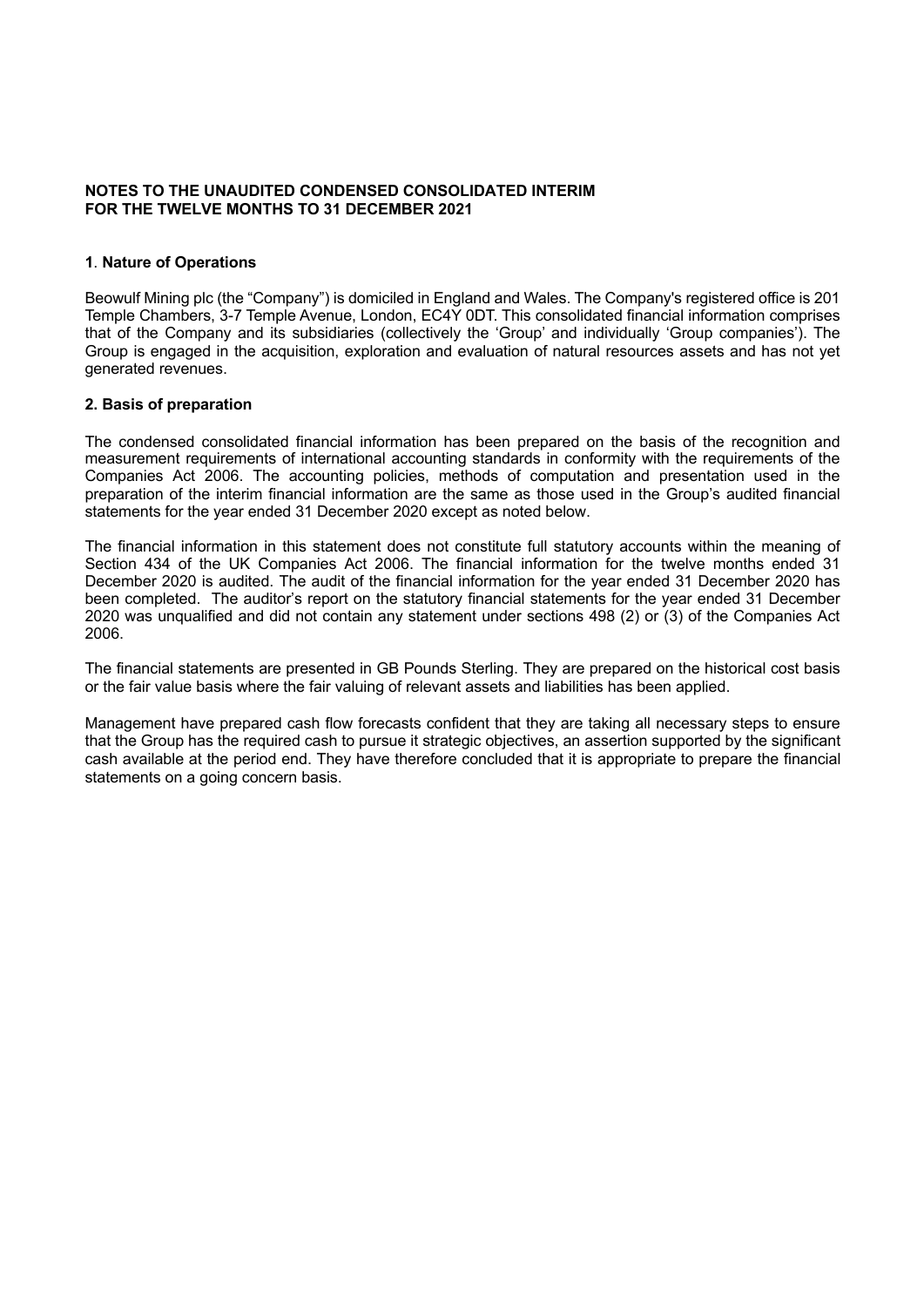**NOTES TO THE UNAUDITED CONDENSED CONSOLIDATED INTERIM FOR THE TWELVE MONTHS TO 31 DECEMBER 2021**

**1**. **Nature of Operations**

Beowulf Mining plc (the "Company") is domiciled in England and Wales. The Company's registered office is 201 Temple Chambers, 3-7 Temple Avenue, London, EC4Y 0DT. This consolidated financial information comprises that of the Company and its subsidiaries (collectively the 'Group' and individually 'Group companies'). The Group is engaged in the acquisition, exploration and evaluation of natural resources assets and has not yet generated revenues.

**2. Basis of preparation**

The condensed consolidated financial information has been prepared on the basis of the recognition and measurement requirements of international accounting standards in conformity with the requirements of the Companies Act 2006. The accounting policies, methods of computation and presentation used in the preparation of the interim financial information are the same as those used in the Group's audited financial statements for the year ended 31 December 2020 except as noted below.

The financial information in this statement does not constitute full statutory accounts within the meaning of Section 434 of the UK Companies Act 2006. The financial information for the twelve months ended 31 December 2020 is audited. The audit of the financial information for the year ended 31 December 2020 has been completed. The auditor's report on the statutory financial statements for the year ended 31 December 2020 was unqualified and did not contain any statement under sections 498 (2) or (3) of the Companies Act 2006.

The financial statements are presented in GB Pounds Sterling. They are prepared on the historical cost basis or the fair value basis where the fair valuing of relevant assets and liabilities has been applied.

Management have prepared cash flow forecasts confident that they are taking all necessary steps to ensure that the Group has the required cash to pursue it strategic objectives, an assertion supported by the significant cash available at the period end. They have therefore concluded that it is appropriate to prepare the financial statements on a going concern basis.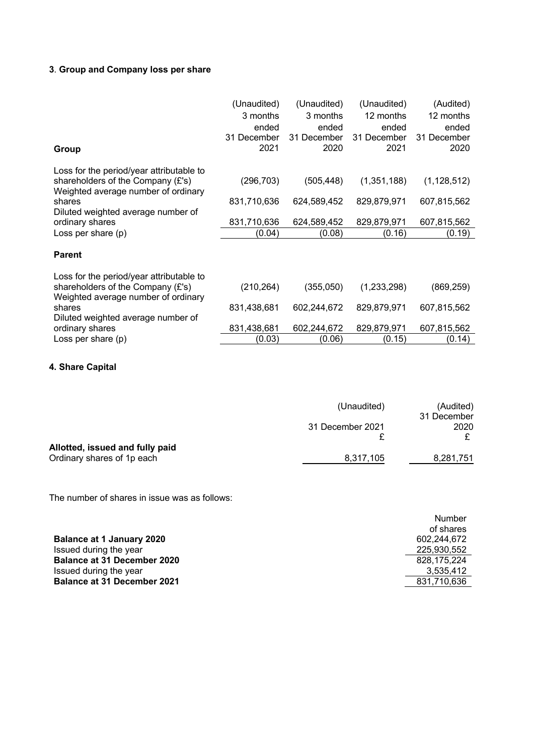### 3. **Group and Company loss per share**

| Group | (Unaudited) 3 months ended 31 December 2021 | (Unaudited) 3 months ended 31 December 2020 | (Unaudited) 12 months ended 31 December 2021 | (Audited) 12 months ended 31 December 2020 |
|---|---|---|---|---|
| Loss for the period/year attributable to shareholders of the Company (£'s) | (296,703) | (505,448) | (1,351,188) | (1,128,512) |
| Weighted average number of ordinary shares | 831,710,636 | 624,589,452 | 829,879,971 | 607,815,562 |
| Diluted weighted average number of ordinary shares | 831,710,636 | 624,589,452 | 829,879,971 | 607,815,562 |
| Loss per share (p) | (0.04) | (0.08) | (0.16) | (0.19) |
| **Parent** | | | | |
| Loss for the period/year attributable to shareholders of the Company (£'s) | (210,264) | (355,050) | (1,233,298) | (869,259) |
| Weighted average number of ordinary shares | 831,438,681 | 602,244,672 | 829,879,971 | 607,815,562 |
| Diluted weighted average number of ordinary shares | 831,438,681 | 602,244,672 | 829,879,971 | 607,815,562 |
| Loss per share (p) | (0.03) | (0.06) | (0.15) | (0.14) |

### 4. Share Capital

| | (Unaudited) 31 December 2021 £ | (Audited) 31 December 2020 £ |
|---|---|---|
| **Allotted, issued and fully paid** | | |
| Ordinary shares of 1p each | 8,317,105 | 8,281,751 |

The number of shares in issue was as follows:

| | Number of shares |
|---|---|
| **Balance at 1 January 2020** | 602,244,672 |
| Issued during the year | 225,930,552 |
| **Balance at 31 December 2020** | 828,175,224 |
| Issued during the year | 3,535,412 |
| **Balance at 31 December 2021** | 831,710,636 |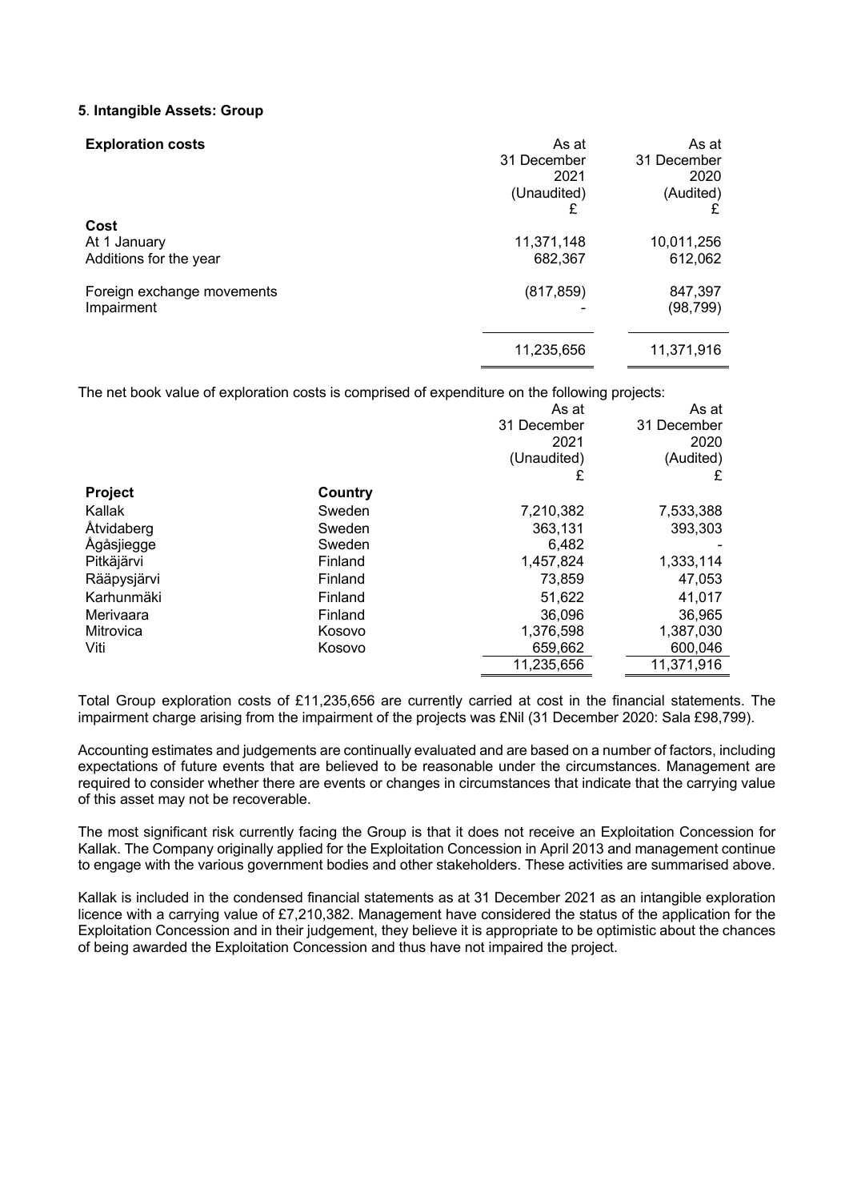**5**. **Intangible Assets: Group**

| **Exploration costs** | As at 31 December 2021 (Unaudited) £ | As at 31 December 2020 (Audited) £ |
|---|---|---|
| **Cost** | | |
| At 1 January | 11,371,148 | 10,011,256 |
| Additions for the year | 682,367 | 612,062 |
| Foreign exchange movements | (817,859) | 847,397 |
| Impairment | - | (98,799) |
| | 11,235,656 | 11,371,916 |

The net book value of exploration costs is comprised of expenditure on the following projects:

| **Project** | **Country** | As at 31 December 2021 (Unaudited) £ | As at 31 December 2020 (Audited) £ |
|---|---|---|---|
| Kallak | Sweden | 7,210,382 | 7,533,388 |
| Åtvidaberg | Sweden | 363,131 | 393,303 |
| Ågåsjiegge | Sweden | 6,482 | - |
| Pitkäjärvi | Finland | 1,457,824 | 1,333,114 |
| Rääpysjärvi | Finland | 73,859 | 47,053 |
| Karhunmäki | Finland | 51,622 | 41,017 |
| Merivaara | Finland | 36,096 | 36,965 |
| Mitrovica | Kosovo | 1,376,598 | 1,387,030 |
| Viti | Kosovo | 659,662 | 600,046 |
| | | 11,235,656 | 11,371,916 |

Total Group exploration costs of £11,235,656 are currently carried at cost in the financial statements. The impairment charge arising from the impairment of the projects was £Nil (31 December 2020: Sala £98,799).

Accounting estimates and judgements are continually evaluated and are based on a number of factors, including expectations of future events that are believed to be reasonable under the circumstances. Management are required to consider whether there are events or changes in circumstances that indicate that the carrying value of this asset may not be recoverable.

The most significant risk currently facing the Group is that it does not receive an Exploitation Concession for Kallak. The Company originally applied for the Exploitation Concession in April 2013 and management continue to engage with the various government bodies and other stakeholders. These activities are summarised above.

Kallak is included in the condensed financial statements as at 31 December 2021 as an intangible exploration licence with a carrying value of £7,210,382. Management have considered the status of the application for the Exploitation Concession and in their judgement, they believe it is appropriate to be optimistic about the chances of being awarded the Exploitation Concession and thus have not impaired the project.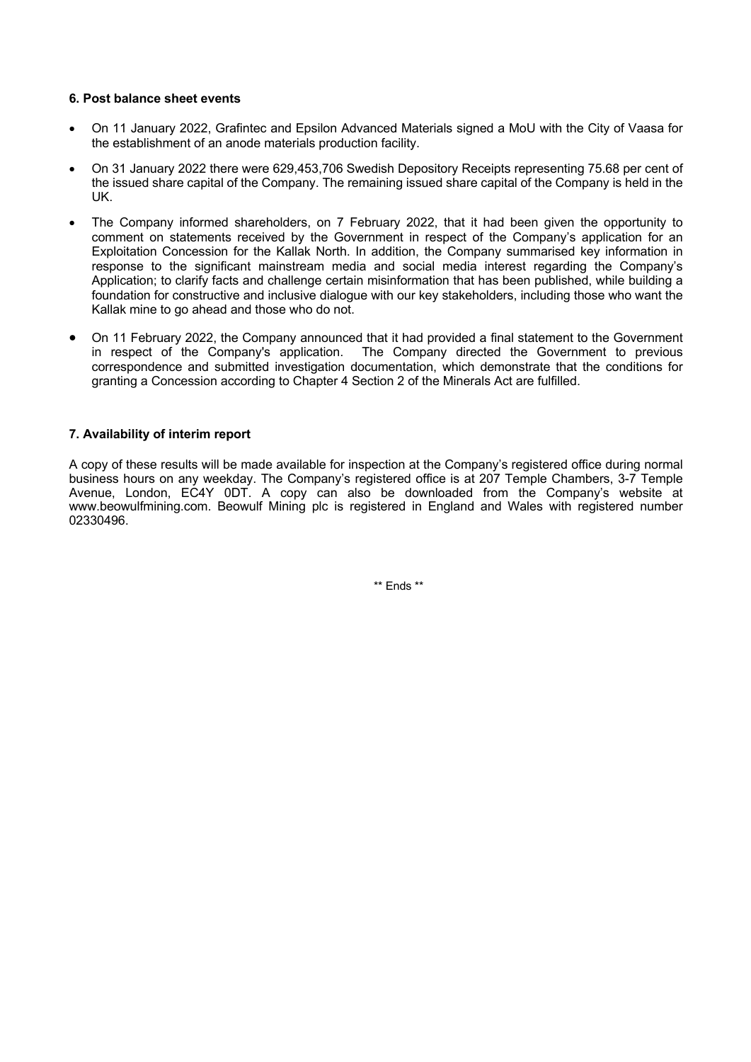### 6. Post balance sheet events

- On 11 January 2022, Grafintec and Epsilon Advanced Materials signed a MoU with the City of Vaasa for the establishment of an anode materials production facility.
- On 31 January 2022 there were 629,453,706 Swedish Depository Receipts representing 75.68 per cent of the issued share capital of the Company. The remaining issued share capital of the Company is held in the UK.
- The Company informed shareholders, on 7 February 2022, that it had been given the opportunity to comment on statements received by the Government in respect of the Company's application for an Exploitation Concession for the Kallak North. In addition, the Company summarised key information in response to the significant mainstream media and social media interest regarding the Company's Application; to clarify facts and challenge certain misinformation that has been published, while building a foundation for constructive and inclusive dialogue with our key stakeholders, including those who want the Kallak mine to go ahead and those who do not.
- On 11 February 2022, the Company announced that it had provided a final statement to the Government in respect of the Company's application. The Company directed the Government to previous correspondence and submitted investigation documentation, which demonstrate that the conditions for granting a Concession according to Chapter 4 Section 2 of the Minerals Act are fulfilled.

### 7. Availability of interim report

A copy of these results will be made available for inspection at the Company's registered office during normal business hours on any weekday. The Company's registered office is at 207 Temple Chambers, 3-7 Temple Avenue, London, EC4Y 0DT. A copy can also be downloaded from the Company's website at www.beowulfmining.com. Beowulf Mining plc is registered in England and Wales with registered number 02330496.

** Ends **